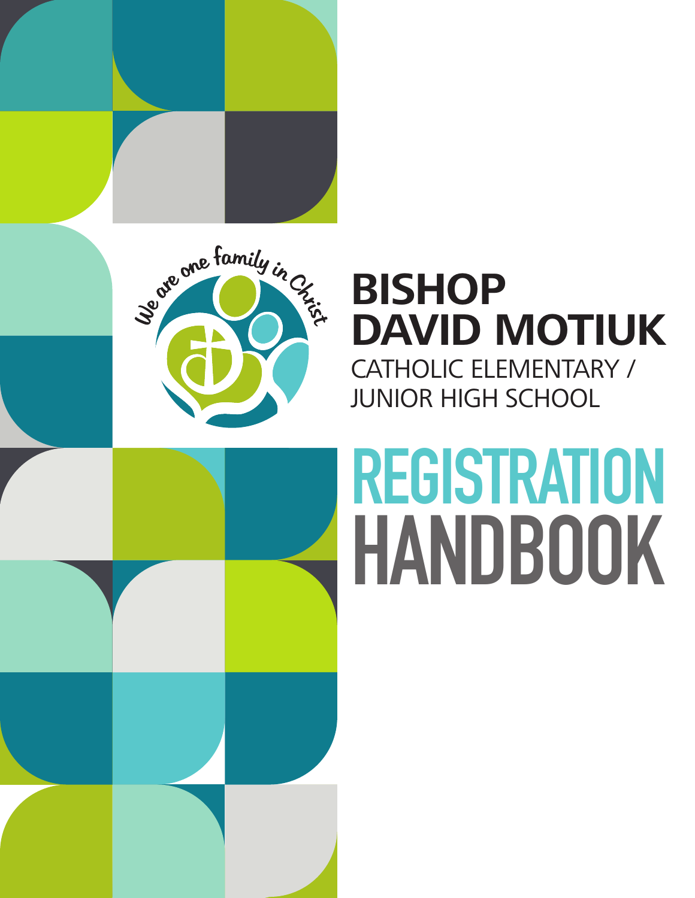We are one family in Christ

# BISHOP DAVID MOTIUK

CATHOLIC ELEMENTARY / JUNIOR HIGH SCHOOL

# REGISTRATION HANDBOOK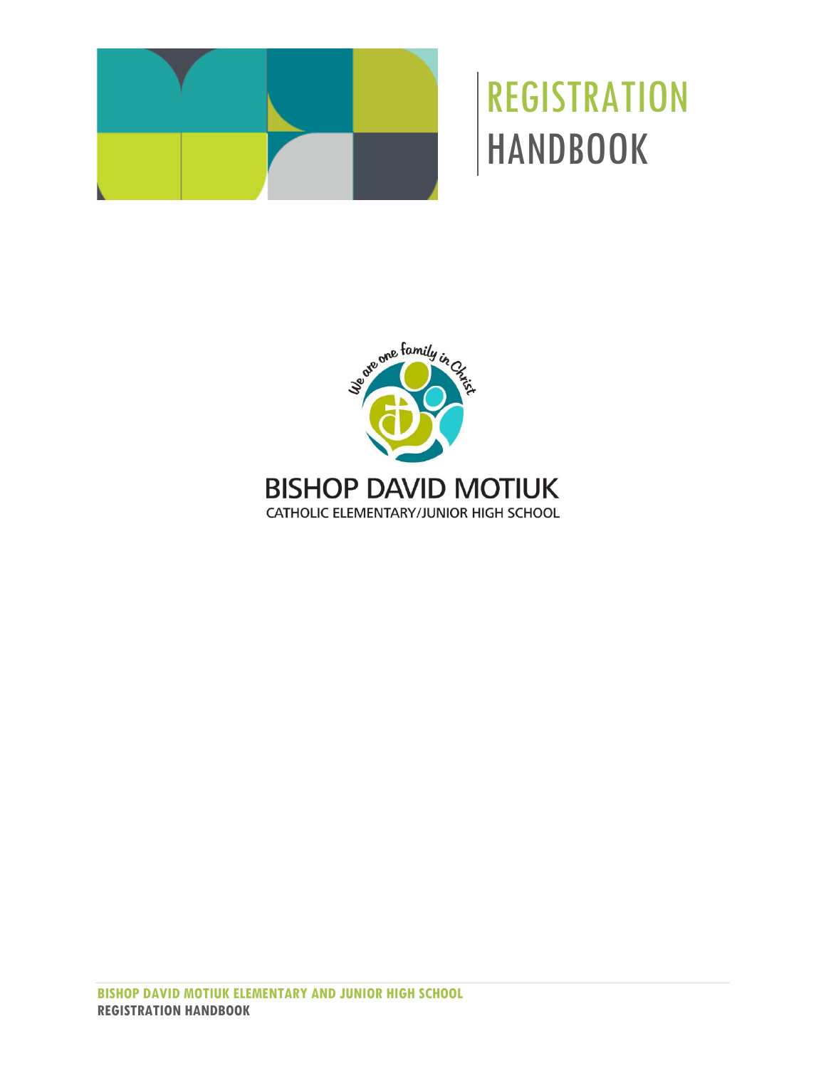# REGISTRATION HANDBOOK

We are one family in Christ

**BISHOP DAVID MOTIUK**

CATHOLIC ELEMENTARY/JUNIOR HIGH SCHOOL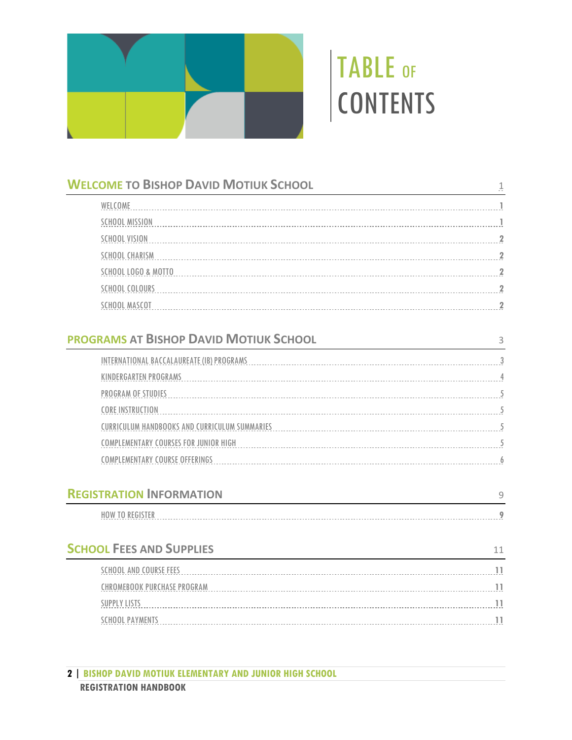# TABLE OF CONTENTS

## WELCOME TO BISHOP DAVID MOTIUK SCHOOL — 1

- WELCOME — 1
- SCHOOL MISSION — 1
- SCHOOL VISION — 2
- SCHOOL CHARISM — 2
- SCHOOL LOGO & MOTTO — 2
- SCHOOL COLOURS — 2
- SCHOOL MASCOT — 2

## PROGRAMS AT BISHOP DAVID MOTIUK SCHOOL — 3

- INTERNATIONAL BACCALAUREATE (IB) PROGRAMS — 3
- KINDERGARTEN PROGRAMS — 4
- PROGRAM OF STUDIES — 5
- CORE INSTRUCTION — 5
- CURRICULUM HANDBOOKS AND CURRICULUM SUMMARIES — 5
- COMPLEMENTARY COURSES FOR JUNIOR HIGH — 5
- COMPLEMENTARY COURSE OFFERINGS — 6

## REGISTRATION INFORMATION — 9

- HOW TO REGISTER — 9

## SCHOOL FEES AND SUPPLIES — 11

- SCHOOL AND COURSE FEES — 11
- CHROMEBOOK PURCHASE PROGRAM — 11
- SUPPLY LISTS — 11
- SCHOOL PAYMENTS — 11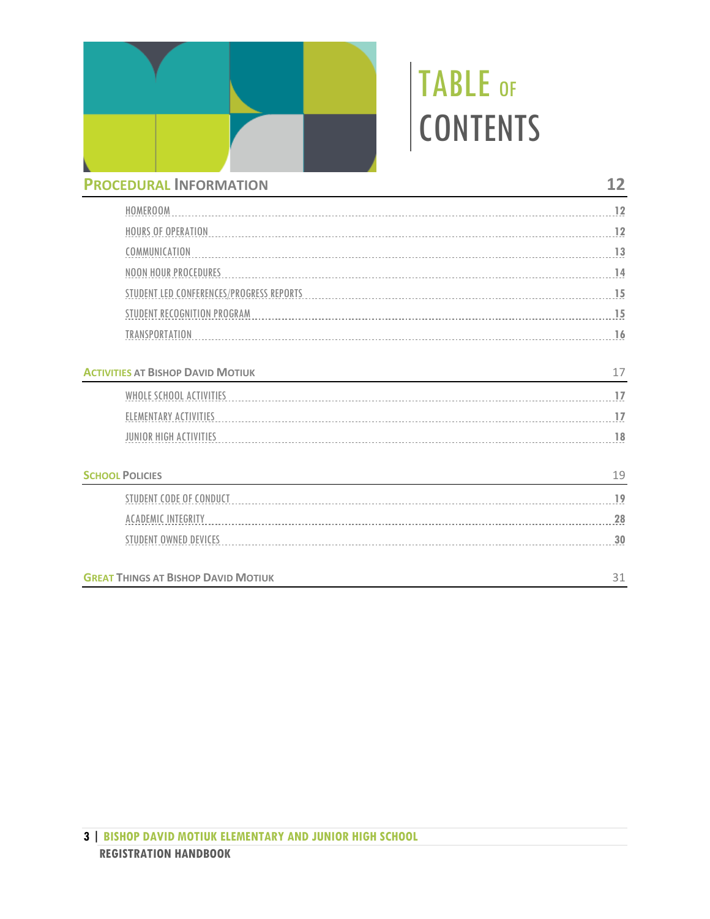# TABLE OF CONTENTS

## PROCEDURAL INFORMATION — 12

- HOMEROOM — 12
- HOURS OF OPERATION — 12
- COMMUNICATION — 13
- NOON HOUR PROCEDURES — 14
- STUDENT LED CONFERENCES/PROGRESS REPORTS — 15
- STUDENT RECOGNITION PROGRAM — 15
- TRANSPORTATION — 16

## ACTIVITIES AT BISHOP DAVID MOTIUK — 17

- WHOLE SCHOOL ACTIVITIES — 17
- ELEMENTARY ACTIVITIES — 17
- JUNIOR HIGH ACTIVITIES — 18

## SCHOOL POLICIES — 19

- STUDENT CODE OF CONDUCT — 19
- ACADEMIC INTEGRITY — 28
- STUDENT OWNED DEVICES — 30

## GREAT THINGS AT BISHOP DAVID MOTIUK — 31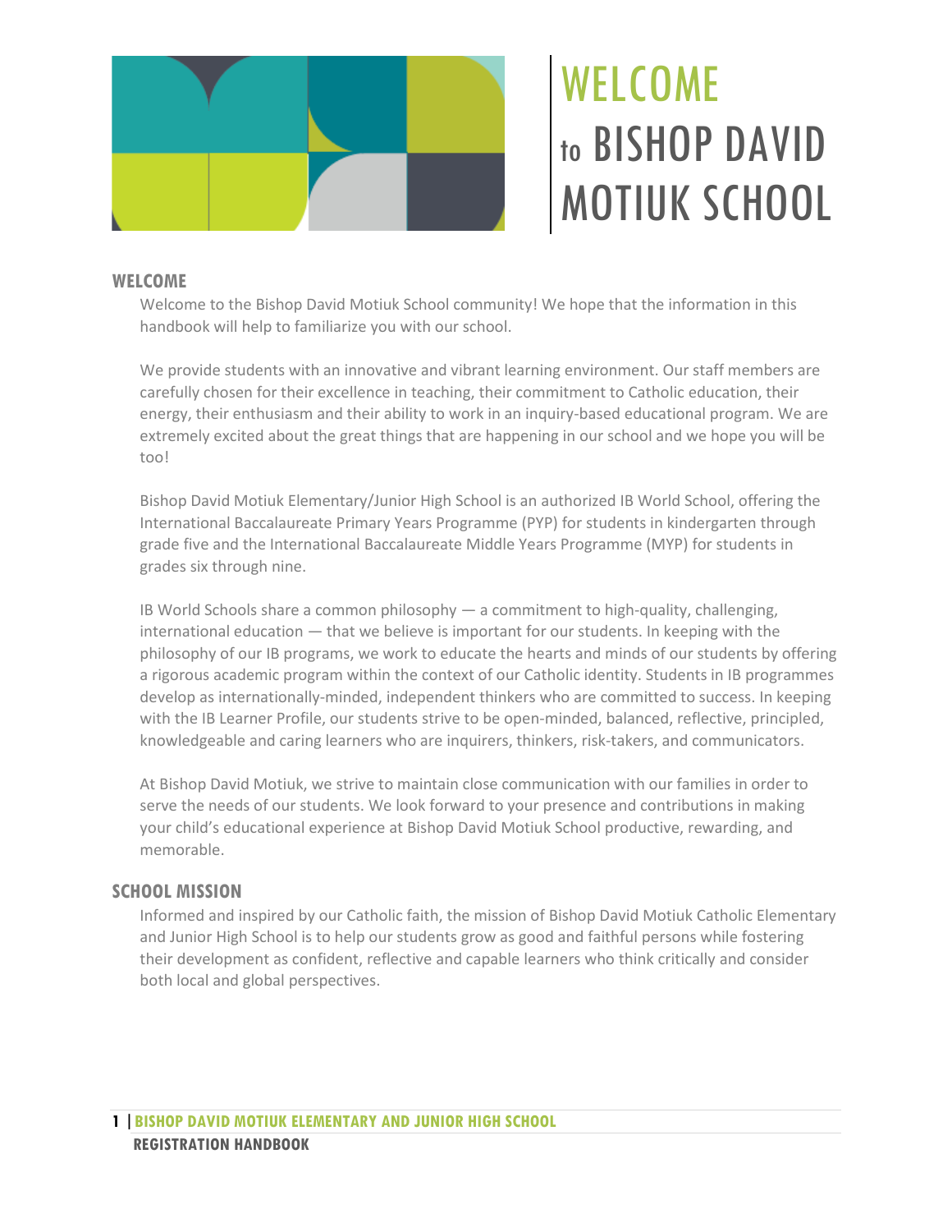# WELCOME to BISHOP DAVID MOTIUK SCHOOL

## WELCOME

Welcome to the Bishop David Motiuk School community! We hope that the information in this handbook will help to familiarize you with our school.

We provide students with an innovative and vibrant learning environment. Our staff members are carefully chosen for their excellence in teaching, their commitment to Catholic education, their energy, their enthusiasm and their ability to work in an inquiry-based educational program. We are extremely excited about the great things that are happening in our school and we hope you will be too!

Bishop David Motiuk Elementary/Junior High School is an authorized IB World School, offering the International Baccalaureate Primary Years Programme (PYP) for students in kindergarten through grade five and the International Baccalaureate Middle Years Programme (MYP) for students in grades six through nine.

IB World Schools share a common philosophy — a commitment to high-quality, challenging, international education — that we believe is important for our students. In keeping with the philosophy of our IB programs, we work to educate the hearts and minds of our students by offering a rigorous academic program within the context of our Catholic identity. Students in IB programmes develop as internationally-minded, independent thinkers who are committed to success. In keeping with the IB Learner Profile, our students strive to be open-minded, balanced, reflective, principled, knowledgeable and caring learners who are inquirers, thinkers, risk-takers, and communicators.

At Bishop David Motiuk, we strive to maintain close communication with our families in order to serve the needs of our students. We look forward to your presence and contributions in making your child's educational experience at Bishop David Motiuk School productive, rewarding, and memorable.

## SCHOOL MISSION

Informed and inspired by our Catholic faith, the mission of Bishop David Motiuk Catholic Elementary and Junior High School is to help our students grow as good and faithful persons while fostering their development as confident, reflective and capable learners who think critically and consider both local and global perspectives.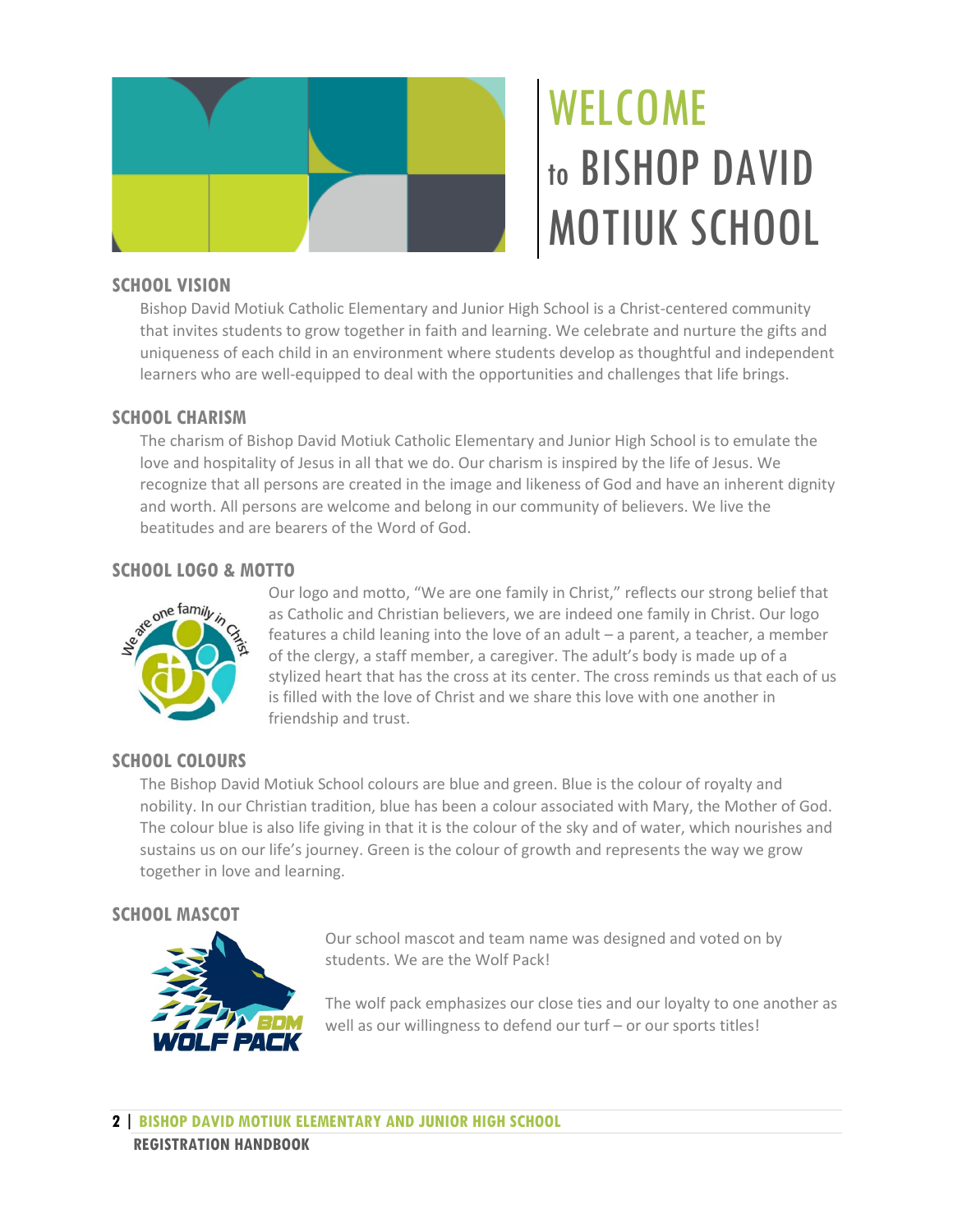# WELCOME to BISHOP DAVID MOTIUK SCHOOL

## SCHOOL VISION

Bishop David Motiuk Catholic Elementary and Junior High School is a Christ-centered community that invites students to grow together in faith and learning. We celebrate and nurture the gifts and uniqueness of each child in an environment where students develop as thoughtful and independent learners who are well-equipped to deal with the opportunities and challenges that life brings.

## SCHOOL CHARISM

The charism of Bishop David Motiuk Catholic Elementary and Junior High School is to emulate the love and hospitality of Jesus in all that we do. Our charism is inspired by the life of Jesus. We recognize that all persons are created in the image and likeness of God and have an inherent dignity and worth. All persons are welcome and belong in our community of believers. We live the beatitudes and are bearers of the Word of God.

## SCHOOL LOGO & MOTTO

Our logo and motto, "We are one family in Christ," reflects our strong belief that as Catholic and Christian believers, we are indeed one family in Christ. Our logo features a child leaning into the love of an adult – a parent, a teacher, a member of the clergy, a staff member, a caregiver. The adult's body is made up of a stylized heart that has the cross at its center. The cross reminds us that each of us is filled with the love of Christ and we share this love with one another in friendship and trust.

## SCHOOL COLOURS

The Bishop David Motiuk School colours are blue and green. Blue is the colour of royalty and nobility. In our Christian tradition, blue has been a colour associated with Mary, the Mother of God. The colour blue is also life giving in that it is the colour of the sky and of water, which nourishes and sustains us on our life's journey. Green is the colour of growth and represents the way we grow together in love and learning.

## SCHOOL MASCOT

Our school mascot and team name was designed and voted on by students. We are the Wolf Pack!

The wolf pack emphasizes our close ties and our loyalty to one another as well as our willingness to defend our turf – or our sports titles!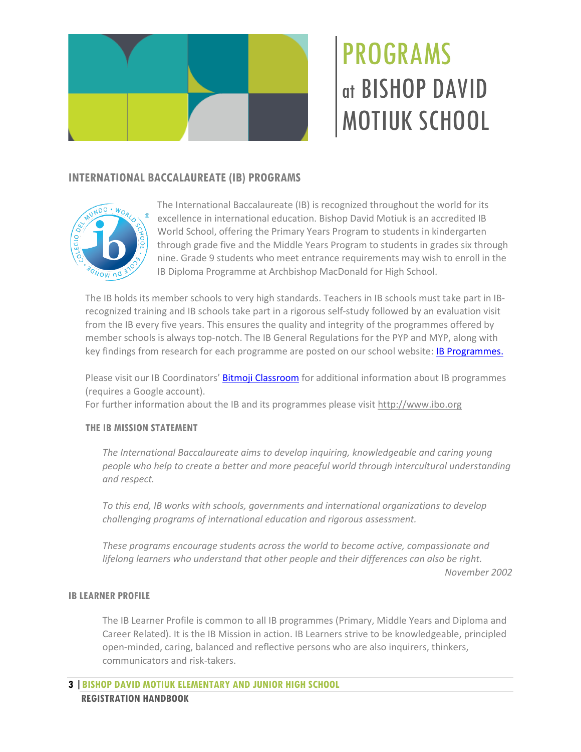# PROGRAMS at BISHOP DAVID MOTIUK SCHOOL

## INTERNATIONAL BACCALAUREATE (IB) PROGRAMS

The International Baccalaureate (IB) is recognized throughout the world for its excellence in international education. Bishop David Motiuk is an accredited IB World School, offering the Primary Years Program to students in kindergarten through grade five and the Middle Years Program to students in grades six through nine. Grade 9 students who meet entrance requirements may wish to enroll in the IB Diploma Programme at Archbishop MacDonald for High School.

The IB holds its member schools to very high standards. Teachers in IB schools must take part in IB-recognized training and IB schools take part in a rigorous self-study followed by an evaluation visit from the IB every five years. This ensures the quality and integrity of the programmes offered by member schools is always top-notch. The IB General Regulations for the PYP and MYP, along with key findings from research for each programme are posted on our school website: [IB Programmes.]

Please visit our IB Coordinators' [Bitmoji Classroom] for additional information about IB programmes (requires a Google account).
For further information about the IB and its programmes please visit http://www.ibo.org

### THE IB MISSION STATEMENT

*The International Baccalaureate aims to develop inquiring, knowledgeable and caring young people who help to create a better and more peaceful world through intercultural understanding and respect.*

*To this end, IB works with schools, governments and international organizations to develop challenging programs of international education and rigorous assessment.*

*These programs encourage students across the world to become active, compassionate and lifelong learners who understand that other people and their differences can also be right.*

*November 2002*

### IB LEARNER PROFILE

The IB Learner Profile is common to all IB programmes (Primary, Middle Years and Diploma and Career Related). It is the IB Mission in action. IB Learners strive to be knowledgeable, principled open-minded, caring, balanced and reflective persons who are also inquirers, thinkers, communicators and risk-takers.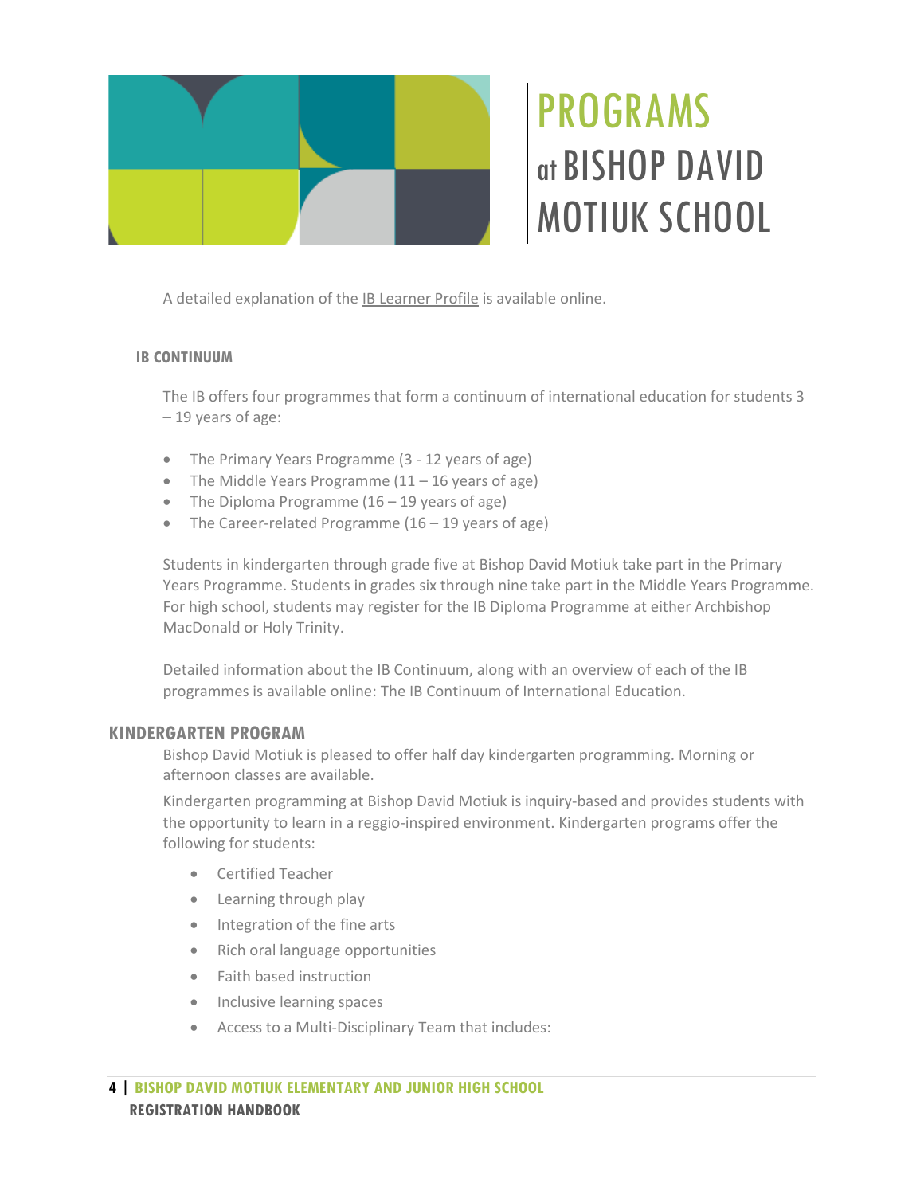# PROGRAMS at BISHOP DAVID MOTIUK SCHOOL

A detailed explanation of the IB Learner Profile is available online.

### IB CONTINUUM

The IB offers four programmes that form a continuum of international education for students 3 – 19 years of age:

- The Primary Years Programme (3 - 12 years of age)
- The Middle Years Programme (11 – 16 years of age)
- The Diploma Programme (16 – 19 years of age)
- The Career-related Programme (16 – 19 years of age)

Students in kindergarten through grade five at Bishop David Motiuk take part in the Primary Years Programme. Students in grades six through nine take part in the Middle Years Programme. For high school, students may register for the IB Diploma Programme at either Archbishop MacDonald or Holy Trinity.

Detailed information about the IB Continuum, along with an overview of each of the IB programmes is available online: The IB Continuum of International Education.

## KINDERGARTEN PROGRAM

Bishop David Motiuk is pleased to offer half day kindergarten programming. Morning or afternoon classes are available.

Kindergarten programming at Bishop David Motiuk is inquiry-based and provides students with the opportunity to learn in a reggio-inspired environment. Kindergarten programs offer the following for students:

- Certified Teacher
- Learning through play
- Integration of the fine arts
- Rich oral language opportunities
- Faith based instruction
- Inclusive learning spaces
- Access to a Multi-Disciplinary Team that includes: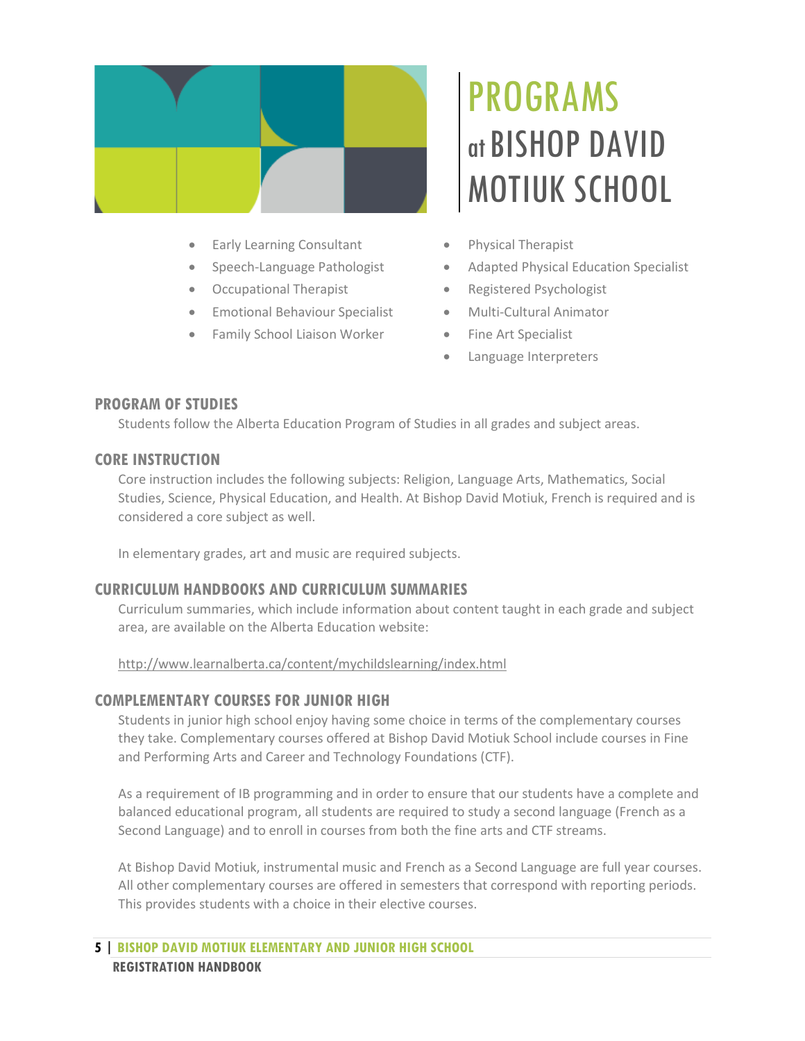# PROGRAMS at BISHOP DAVID MOTIUK SCHOOL

- Early Learning Consultant
- Speech-Language Pathologist
- Occupational Therapist
- Emotional Behaviour Specialist
- Family School Liaison Worker
- Physical Therapist
- Adapted Physical Education Specialist
- Registered Psychologist
- Multi-Cultural Animator
- Fine Art Specialist
- Language Interpreters

## PROGRAM OF STUDIES

Students follow the Alberta Education Program of Studies in all grades and subject areas.

## CORE INSTRUCTION

Core instruction includes the following subjects: Religion, Language Arts, Mathematics, Social Studies, Science, Physical Education, and Health. At Bishop David Motiuk, French is required and is considered a core subject as well.

In elementary grades, art and music are required subjects.

## CURRICULUM HANDBOOKS AND CURRICULUM SUMMARIES

Curriculum summaries, which include information about content taught in each grade and subject area, are available on the Alberta Education website:

http://www.learnalberta.ca/content/mychildslearning/index.html

## COMPLEMENTARY COURSES FOR JUNIOR HIGH

Students in junior high school enjoy having some choice in terms of the complementary courses they take. Complementary courses offered at Bishop David Motiuk School include courses in Fine and Performing Arts and Career and Technology Foundations (CTF).

As a requirement of IB programming and in order to ensure that our students have a complete and balanced educational program, all students are required to study a second language (French as a Second Language) and to enroll in courses from both the fine arts and CTF streams.

At Bishop David Motiuk, instrumental music and French as a Second Language are full year courses. All other complementary courses are offered in semesters that correspond with reporting periods. This provides students with a choice in their elective courses.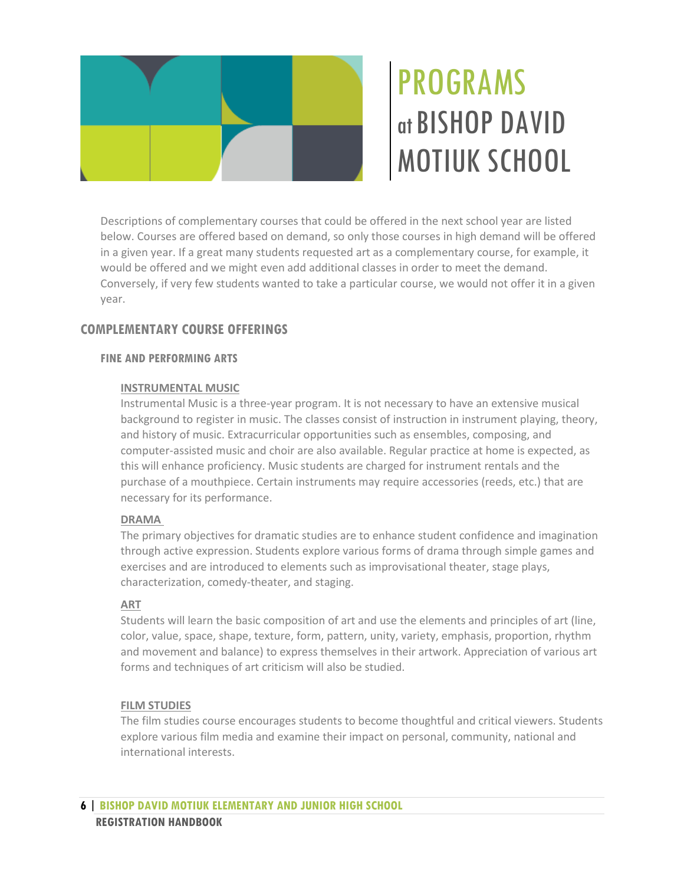# PROGRAMS at BISHOP DAVID MOTIUK SCHOOL

Descriptions of complementary courses that could be offered in the next school year are listed below. Courses are offered based on demand, so only those courses in high demand will be offered in a given year. If a great many students requested art as a complementary course, for example, it would be offered and we might even add additional classes in order to meet the demand. Conversely, if very few students wanted to take a particular course, we would not offer it in a given year.

## COMPLEMENTARY COURSE OFFERINGS

### FINE AND PERFORMING ARTS

#### INSTRUMENTAL MUSIC

Instrumental Music is a three-year program. It is not necessary to have an extensive musical background to register in music. The classes consist of instruction in instrument playing, theory, and history of music. Extracurricular opportunities such as ensembles, composing, and computer-assisted music and choir are also available. Regular practice at home is expected, as this will enhance proficiency. Music students are charged for instrument rentals and the purchase of a mouthpiece. Certain instruments may require accessories (reeds, etc.) that are necessary for its performance.

#### DRAMA

The primary objectives for dramatic studies are to enhance student confidence and imagination through active expression. Students explore various forms of drama through simple games and exercises and are introduced to elements such as improvisational theater, stage plays, characterization, comedy-theater, and staging.

#### ART

Students will learn the basic composition of art and use the elements and principles of art (line, color, value, space, shape, texture, form, pattern, unity, variety, emphasis, proportion, rhythm and movement and balance) to express themselves in their artwork. Appreciation of various art forms and techniques of art criticism will also be studied.

#### FILM STUDIES

The film studies course encourages students to become thoughtful and critical viewers. Students explore various film media and examine their impact on personal, community, national and international interests.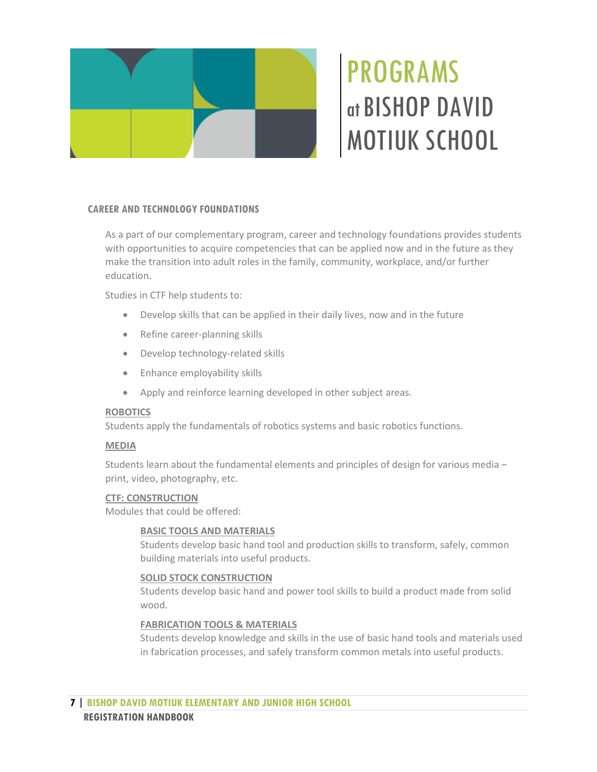# PROGRAMS at BISHOP DAVID MOTIUK SCHOOL

## CAREER AND TECHNOLOGY FOUNDATIONS

As a part of our complementary program, career and technology foundations provides students with opportunities to acquire competencies that can be applied now and in the future as they make the transition into adult roles in the family, community, workplace, and/or further education.

Studies in CTF help students to:

- Develop skills that can be applied in their daily lives, now and in the future
- Refine career-planning skills
- Develop technology-related skills
- Enhance employability skills
- Apply and reinforce learning developed in other subject areas.

### ROBOTICS

Students apply the fundamentals of robotics systems and basic robotics functions.

### MEDIA

Students learn about the fundamental elements and principles of design for various media – print, video, photography, etc.

### CTF: CONSTRUCTION

Modules that could be offered:

#### BASIC TOOLS AND MATERIALS

Students develop basic hand tool and production skills to transform, safely, common building materials into useful products.

#### SOLID STOCK CONSTRUCTION

Students develop basic hand and power tool skills to build a product made from solid wood.

#### FABRICATION TOOLS & MATERIALS

Students develop knowledge and skills in the use of basic hand tools and materials used in fabrication processes, and safely transform common metals into useful products.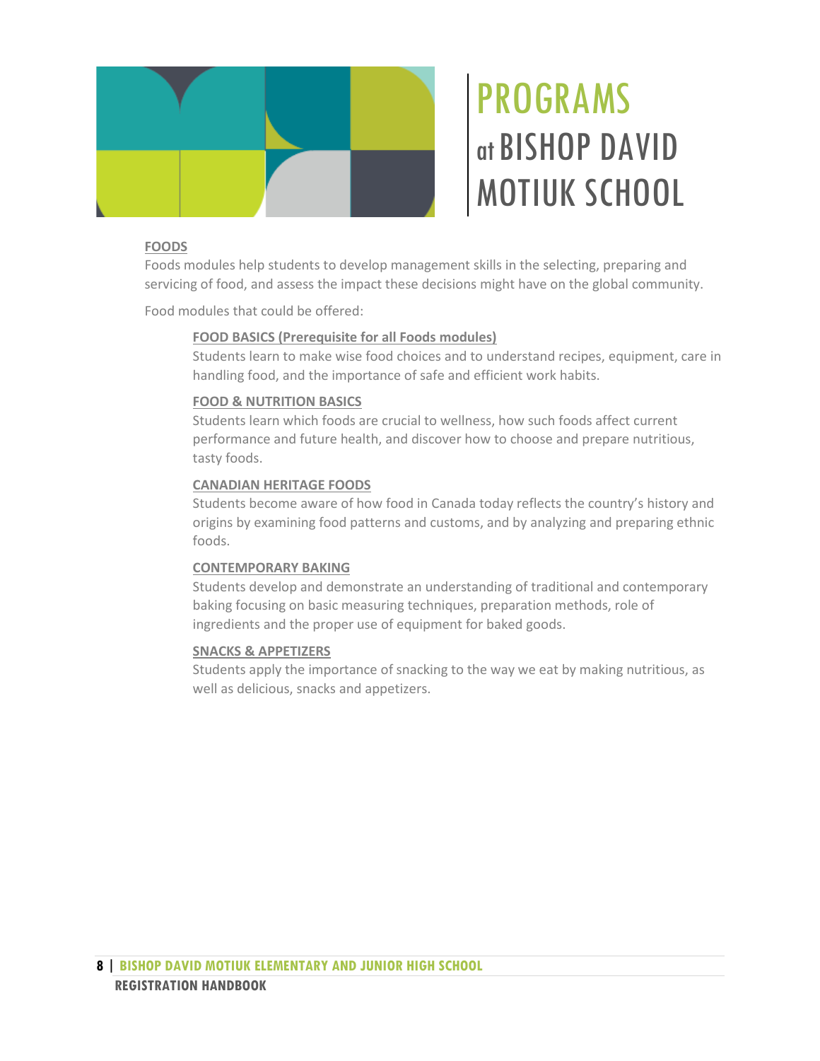# PROGRAMS at BISHOP DAVID MOTIUK SCHOOL

## FOODS

Foods modules help students to develop management skills in the selecting, preparing and servicing of food, and assess the impact these decisions might have on the global community.

Food modules that could be offered:

### FOOD BASICS (Prerequisite for all Foods modules)

Students learn to make wise food choices and to understand recipes, equipment, care in handling food, and the importance of safe and efficient work habits.

### FOOD & NUTRITION BASICS

Students learn which foods are crucial to wellness, how such foods affect current performance and future health, and discover how to choose and prepare nutritious, tasty foods.

### CANADIAN HERITAGE FOODS

Students become aware of how food in Canada today reflects the country's history and origins by examining food patterns and customs, and by analyzing and preparing ethnic foods.

### CONTEMPORARY BAKING

Students develop and demonstrate an understanding of traditional and contemporary baking focusing on basic measuring techniques, preparation methods, role of ingredients and the proper use of equipment for baked goods.

### SNACKS & APPETIZERS

Students apply the importance of snacking to the way we eat by making nutritious, as well as delicious, snacks and appetizers.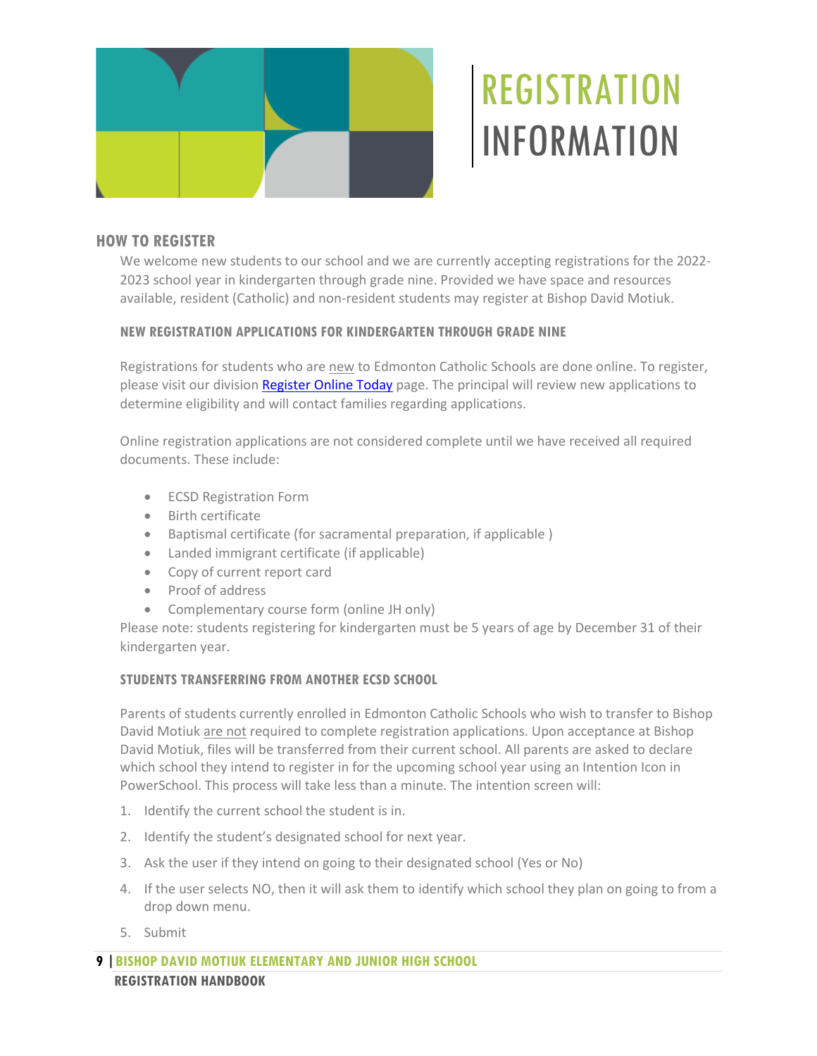# REGISTRATION INFORMATION

## HOW TO REGISTER

We welcome new students to our school and we are currently accepting registrations for the 2022-2023 school year in kindergarten through grade nine. Provided we have space and resources available, resident (Catholic) and non-resident students may register at Bishop David Motiuk.

### NEW REGISTRATION APPLICATIONS FOR KINDERGARTEN THROUGH GRADE NINE

Registrations for students who are new to Edmonton Catholic Schools are done online. To register, please visit our division Register Online Today page. The principal will review new applications to determine eligibility and will contact families regarding applications.

Online registration applications are not considered complete until we have received all required documents. These include:

- ECSD Registration Form
- Birth certificate
- Baptismal certificate (for sacramental preparation, if applicable )
- Landed immigrant certificate (if applicable)
- Copy of current report card
- Proof of address
- Complementary course form (online JH only)

Please note: students registering for kindergarten must be 5 years of age by December 31 of their kindergarten year.

### STUDENTS TRANSFERRING FROM ANOTHER ECSD SCHOOL

Parents of students currently enrolled in Edmonton Catholic Schools who wish to transfer to Bishop David Motiuk are not required to complete registration applications. Upon acceptance at Bishop David Motiuk, files will be transferred from their current school. All parents are asked to declare which school they intend to register in for the upcoming school year using an Intention Icon in PowerSchool. This process will take less than a minute. The intention screen will:

1. Identify the current school the student is in.
2. Identify the student's designated school for next year.
3. Ask the user if they intend on going to their designated school (Yes or No)
4. If the user selects NO, then it will ask them to identify which school they plan on going to from a drop down menu.
5. Submit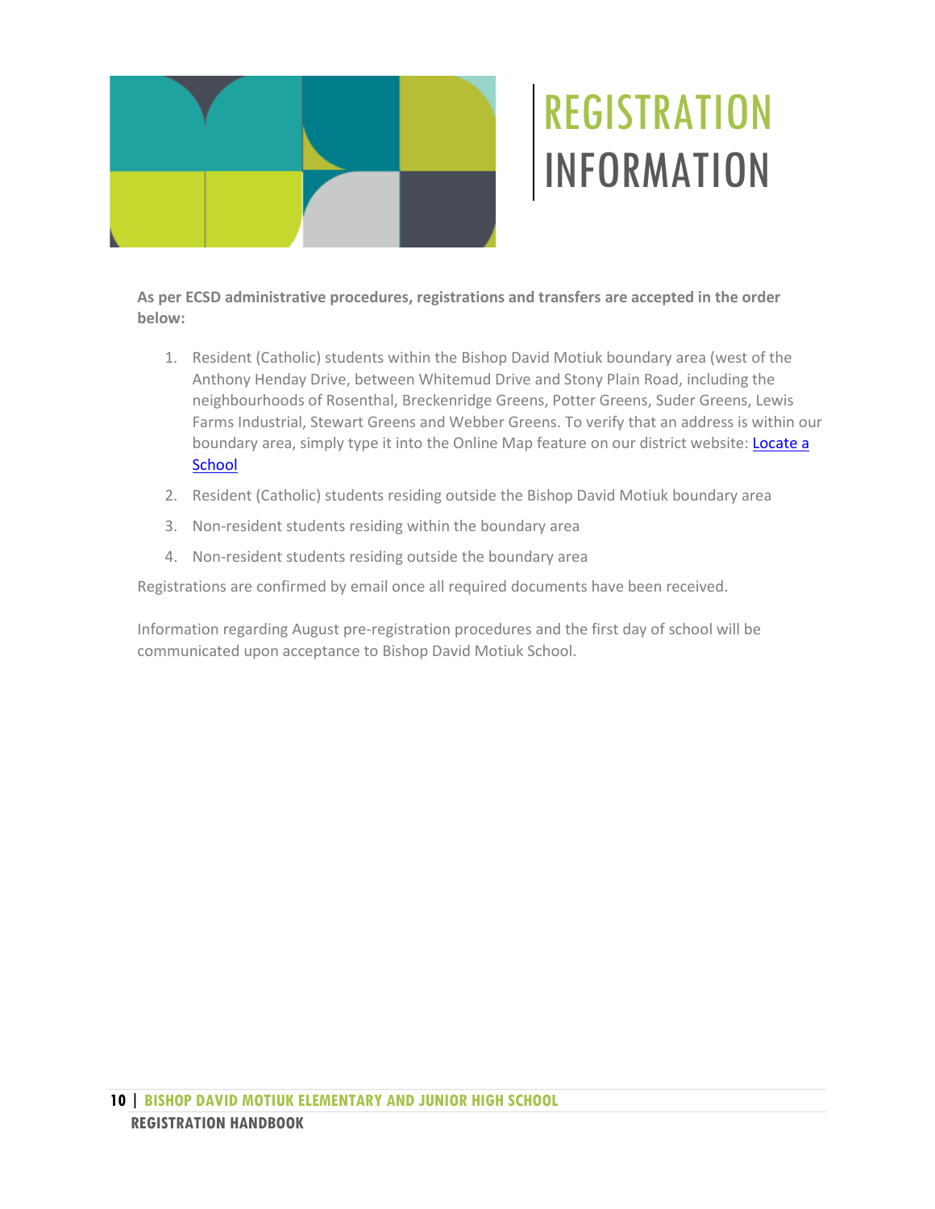# REGISTRATION INFORMATION

**As per ECSD administrative procedures, registrations and transfers are accepted in the order below:**

1. Resident (Catholic) students within the Bishop David Motiuk boundary area (west of the Anthony Henday Drive, between Whitemud Drive and Stony Plain Road, including the neighbourhoods of Rosenthal, Breckenridge Greens, Potter Greens, Suder Greens, Lewis Farms Industrial, Stewart Greens and Webber Greens. To verify that an address is within our boundary area, simply type it into the Online Map feature on our district website: Locate a School
2. Resident (Catholic) students residing outside the Bishop David Motiuk boundary area
3. Non-resident students residing within the boundary area
4. Non-resident students residing outside the boundary area

Registrations are confirmed by email once all required documents have been received.

Information regarding August pre-registration procedures and the first day of school will be communicated upon acceptance to Bishop David Motiuk School.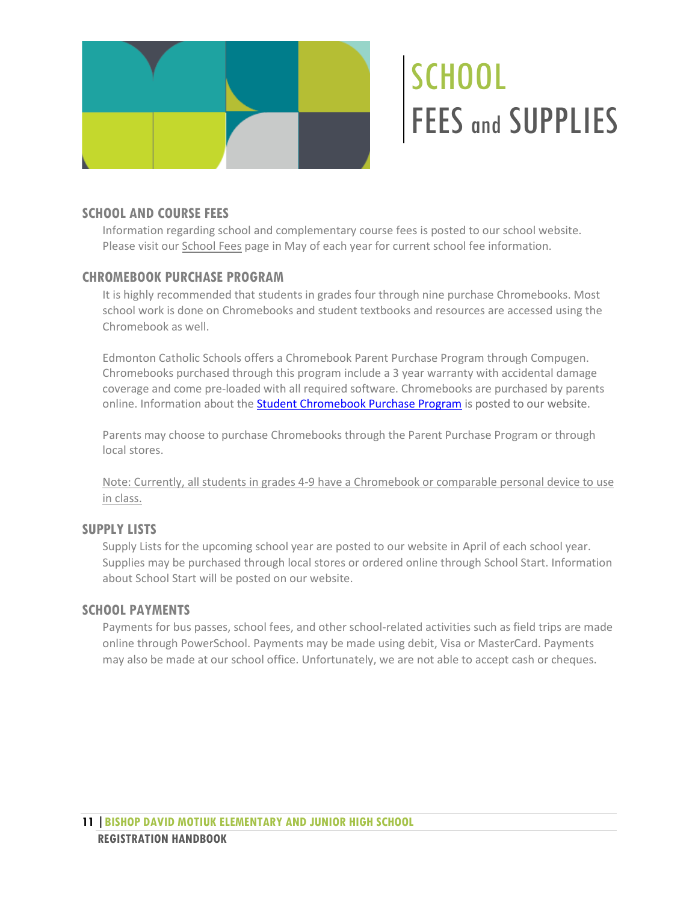# SCHOOL FEES and SUPPLIES

## SCHOOL AND COURSE FEES

Information regarding school and complementary course fees is posted to our school website. Please visit our School Fees page in May of each year for current school fee information.

## CHROMEBOOK PURCHASE PROGRAM

It is highly recommended that students in grades four through nine purchase Chromebooks. Most school work is done on Chromebooks and student textbooks and resources are accessed using the Chromebook as well.

Edmonton Catholic Schools offers a Chromebook Parent Purchase Program through Compugen. Chromebooks purchased through this program include a 3 year warranty with accidental damage coverage and come pre-loaded with all required software. Chromebooks are purchased by parents online. Information about the Student Chromebook Purchase Program is posted to our website.

Parents may choose to purchase Chromebooks through the Parent Purchase Program or through local stores.

Note: Currently, all students in grades 4-9 have a Chromebook or comparable personal device to use in class.

## SUPPLY LISTS

Supply Lists for the upcoming school year are posted to our website in April of each school year. Supplies may be purchased through local stores or ordered online through School Start. Information about School Start will be posted on our website.

## SCHOOL PAYMENTS

Payments for bus passes, school fees, and other school-related activities such as field trips are made online through PowerSchool. Payments may be made using debit, Visa or MasterCard. Payments may also be made at our school office. Unfortunately, we are not able to accept cash or cheques.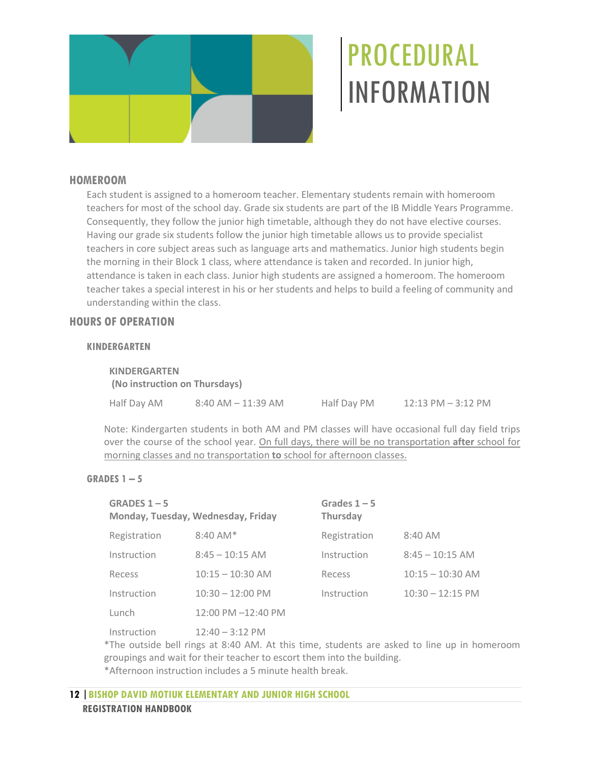# PROCEDURAL INFORMATION

## HOMEROOM

Each student is assigned to a homeroom teacher. Elementary students remain with homeroom teachers for most of the school day. Grade six students are part of the IB Middle Years Programme. Consequently, they follow the junior high timetable, although they do not have elective courses. Having our grade six students follow the junior high timetable allows us to provide specialist teachers in core subject areas such as language arts and mathematics. Junior high students begin the morning in their Block 1 class, where attendance is taken and recorded. In junior high, attendance is taken in each class. Junior high students are assigned a homeroom. The homeroom teacher takes a special interest in his or her students and helps to build a feeling of community and understanding within the class.

## HOURS OF OPERATION

### KINDERGARTEN

| KINDERGARTEN (No instruction on Thursdays) | | | |
|---|---|---|---|
| Half Day AM | 8:40 AM – 11:39 AM | Half Day PM | 12:13 PM – 3:12 PM |

Note: Kindergarten students in both AM and PM classes will have occasional full day field trips over the course of the school year. On full days, there will be no transportation **after** school for morning classes and no transportation **to** school for afternoon classes.

### GRADES 1 – 5

| GRADES 1 – 5 Monday, Tuesday, Wednesday, Friday | | Grades 1 – 5 Thursday | |
|---|---|---|---|
| Registration | 8:40 AM* | Registration | 8:40 AM |
| Instruction | 8:45 – 10:15 AM | Instruction | 8:45 – 10:15 AM |
| Recess | 10:15 – 10:30 AM | Recess | 10:15 – 10:30 AM |
| Instruction | 10:30 – 12:00 PM | Instruction | 10:30 – 12:15 PM |
| Lunch | 12:00 PM –12:40 PM | | |
| Instruction | 12:40 – 3:12 PM | | |

*The outside bell rings at 8:40 AM. At this time, students are asked to line up in homeroom groupings and wait for their teacher to escort them into the building.

*Afternoon instruction includes a 5 minute health break.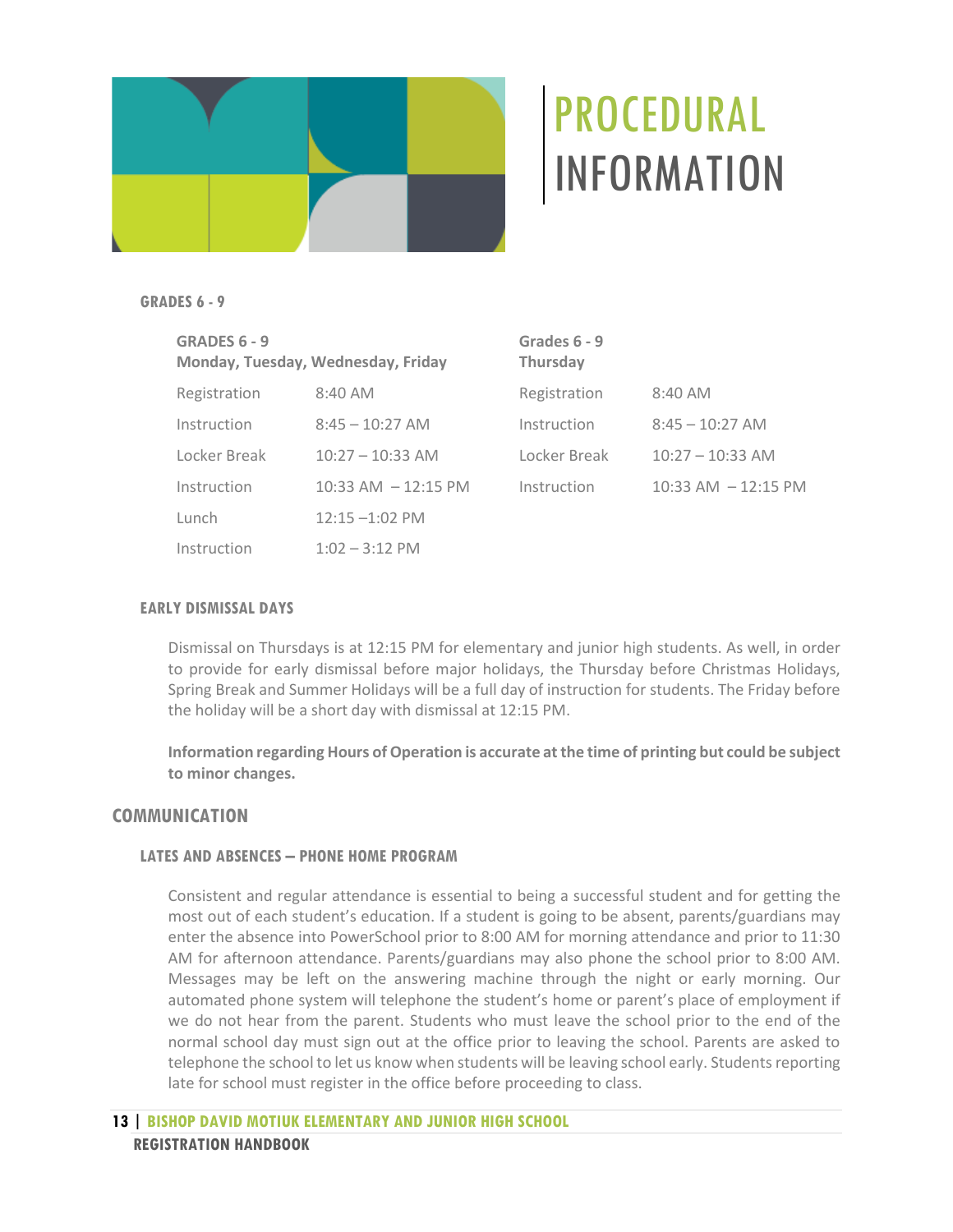# PROCEDURAL INFORMATION

### GRADES 6 - 9

| GRADES 6 - 9 Monday, Tuesday, Wednesday, Friday | | Grades 6 - 9 Thursday | |
|---|---|---|---|
| Registration | 8:40 AM | Registration | 8:40 AM |
| Instruction | 8:45 – 10:27 AM | Instruction | 8:45 – 10:27 AM |
| Locker Break | 10:27 – 10:33 AM | Locker Break | 10:27 – 10:33 AM |
| Instruction | 10:33 AM – 12:15 PM | Instruction | 10:33 AM – 12:15 PM |
| Lunch | 12:15 –1:02 PM | | |
| Instruction | 1:02 – 3:12 PM | | |

### EARLY DISMISSAL DAYS

Dismissal on Thursdays is at 12:15 PM for elementary and junior high students. As well, in order to provide for early dismissal before major holidays, the Thursday before Christmas Holidays, Spring Break and Summer Holidays will be a full day of instruction for students. The Friday before the holiday will be a short day with dismissal at 12:15 PM.

**Information regarding Hours of Operation is accurate at the time of printing but could be subject to minor changes.**

## COMMUNICATION

### LATES AND ABSENCES – PHONE HOME PROGRAM

Consistent and regular attendance is essential to being a successful student and for getting the most out of each student's education. If a student is going to be absent, parents/guardians may enter the absence into PowerSchool prior to 8:00 AM for morning attendance and prior to 11:30 AM for afternoon attendance. Parents/guardians may also phone the school prior to 8:00 AM. Messages may be left on the answering machine through the night or early morning. Our automated phone system will telephone the student's home or parent's place of employment if we do not hear from the parent. Students who must leave the school prior to the end of the normal school day must sign out at the office prior to leaving the school. Parents are asked to telephone the school to let us know when students will be leaving school early. Students reporting late for school must register in the office before proceeding to class.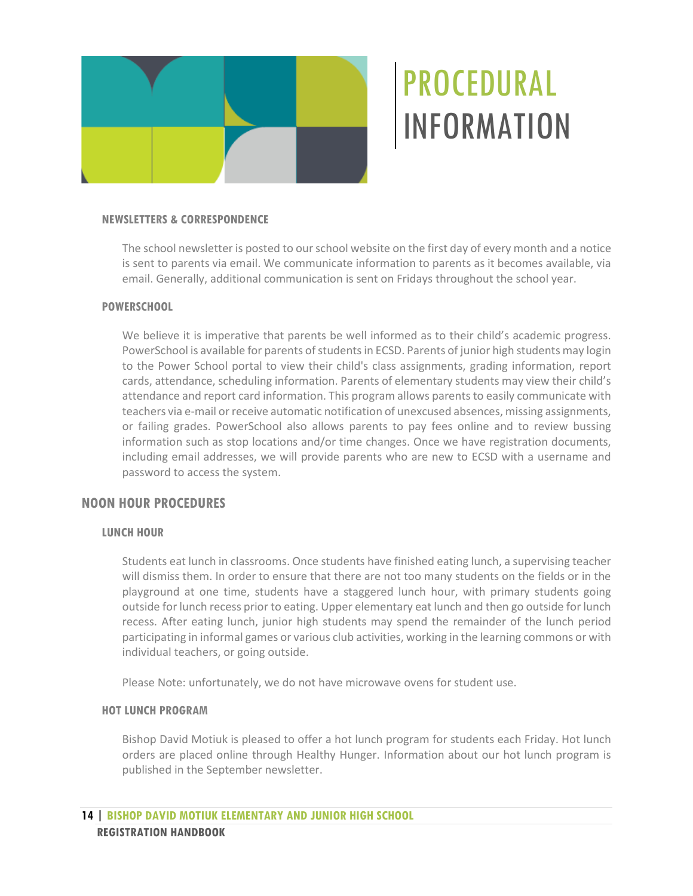# PROCEDURAL INFORMATION

### NEWSLETTERS & CORRESPONDENCE

The school newsletter is posted to our school website on the first day of every month and a notice is sent to parents via email. We communicate information to parents as it becomes available, via email. Generally, additional communication is sent on Fridays throughout the school year.

### POWERSCHOOL

We believe it is imperative that parents be well informed as to their child's academic progress. PowerSchool is available for parents of students in ECSD. Parents of junior high students may login to the Power School portal to view their child's class assignments, grading information, report cards, attendance, scheduling information. Parents of elementary students may view their child's attendance and report card information. This program allows parents to easily communicate with teachers via e-mail or receive automatic notification of unexcused absences, missing assignments, or failing grades. PowerSchool also allows parents to pay fees online and to review bussing information such as stop locations and/or time changes. Once we have registration documents, including email addresses, we will provide parents who are new to ECSD with a username and password to access the system.

## NOON HOUR PROCEDURES

### LUNCH HOUR

Students eat lunch in classrooms. Once students have finished eating lunch, a supervising teacher will dismiss them. In order to ensure that there are not too many students on the fields or in the playground at one time, students have a staggered lunch hour, with primary students going outside for lunch recess prior to eating. Upper elementary eat lunch and then go outside for lunch recess. After eating lunch, junior high students may spend the remainder of the lunch period participating in informal games or various club activities, working in the learning commons or with individual teachers, or going outside.

Please Note: unfortunately, we do not have microwave ovens for student use.

### HOT LUNCH PROGRAM

Bishop David Motiuk is pleased to offer a hot lunch program for students each Friday. Hot lunch orders are placed online through Healthy Hunger. Information about our hot lunch program is published in the September newsletter.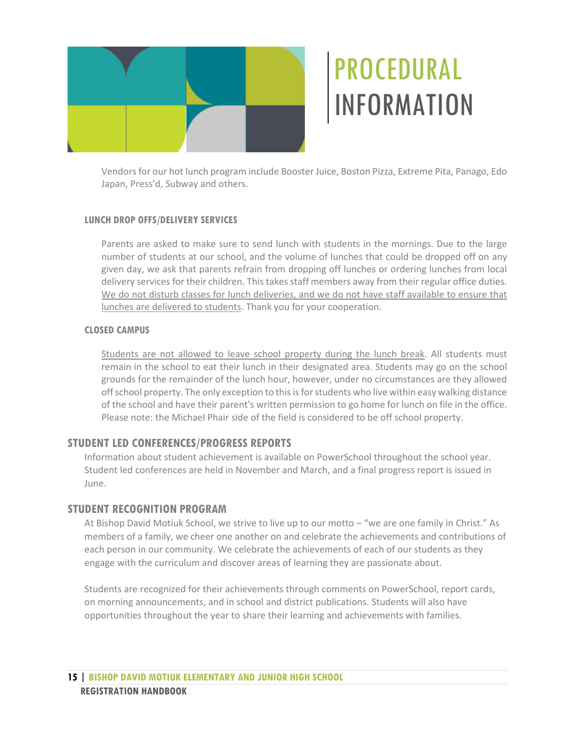# PROCEDURAL INFORMATION

Vendors for our hot lunch program include Booster Juice, Boston Pizza, Extreme Pita, Panago, Edo Japan, Press'd, Subway and others.

### LUNCH DROP OFFS/DELIVERY SERVICES

Parents are asked to make sure to send lunch with students in the mornings. Due to the large number of students at our school, and the volume of lunches that could be dropped off on any given day, we ask that parents refrain from dropping off lunches or ordering lunches from local delivery services for their children. This takes staff members away from their regular office duties. <u>We do not disturb classes for lunch deliveries, and we do not have staff available to ensure that lunches are delivered to students</u>. Thank you for your cooperation.

### CLOSED CAMPUS

<u>Students are not allowed to leave school property during the lunch break</u>. All students must remain in the school to eat their lunch in their designated area. Students may go on the school grounds for the remainder of the lunch hour, however, under no circumstances are they allowed off school property. The only exception to this is for students who live within easy walking distance of the school and have their parent's written permission to go home for lunch on file in the office. Please note: the Michael Phair side of the field is considered to be off school property.

## STUDENT LED CONFERENCES/PROGRESS REPORTS

Information about student achievement is available on PowerSchool throughout the school year. Student led conferences are held in November and March, and a final progress report is issued in June.

## STUDENT RECOGNITION PROGRAM

At Bishop David Motiuk School, we strive to live up to our motto – "we are one family in Christ." As members of a family, we cheer one another on and celebrate the achievements and contributions of each person in our community. We celebrate the achievements of each of our students as they engage with the curriculum and discover areas of learning they are passionate about.

Students are recognized for their achievements through comments on PowerSchool, report cards, on morning announcements, and in school and district publications. Students will also have opportunities throughout the year to share their learning and achievements with families.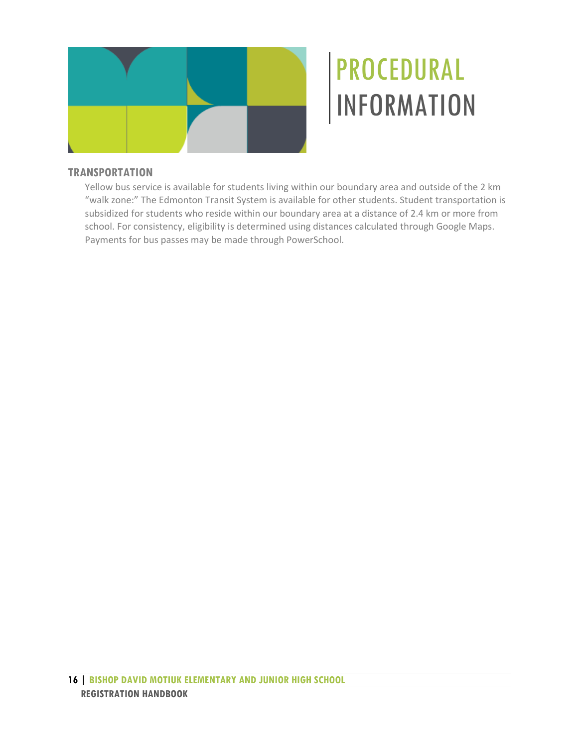# PROCEDURAL INFORMATION

## TRANSPORTATION

Yellow bus service is available for students living within our boundary area and outside of the 2 km "walk zone:" The Edmonton Transit System is available for other students. Student transportation is subsidized for students who reside within our boundary area at a distance of 2.4 km or more from school. For consistency, eligibility is determined using distances calculated through Google Maps. Payments for bus passes may be made through PowerSchool.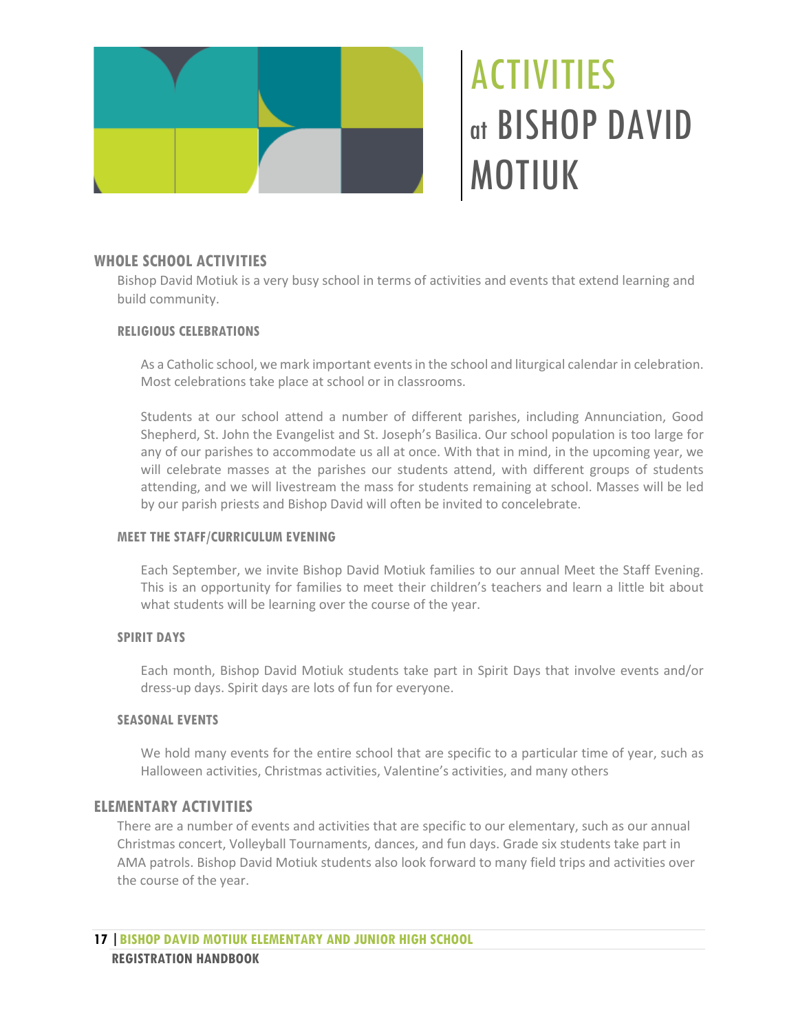# ACTIVITIES at BISHOP DAVID MOTIUK

## WHOLE SCHOOL ACTIVITIES

Bishop David Motiuk is a very busy school in terms of activities and events that extend learning and build community.

### RELIGIOUS CELEBRATIONS

As a Catholic school, we mark important events in the school and liturgical calendar in celebration. Most celebrations take place at school or in classrooms.

Students at our school attend a number of different parishes, including Annunciation, Good Shepherd, St. John the Evangelist and St. Joseph's Basilica. Our school population is too large for any of our parishes to accommodate us all at once. With that in mind, in the upcoming year, we will celebrate masses at the parishes our students attend, with different groups of students attending, and we will livestream the mass for students remaining at school. Masses will be led by our parish priests and Bishop David will often be invited to concelebrate.

### MEET THE STAFF/CURRICULUM EVENING

Each September, we invite Bishop David Motiuk families to our annual Meet the Staff Evening. This is an opportunity for families to meet their children's teachers and learn a little bit about what students will be learning over the course of the year.

### SPIRIT DAYS

Each month, Bishop David Motiuk students take part in Spirit Days that involve events and/or dress-up days. Spirit days are lots of fun for everyone.

### SEASONAL EVENTS

We hold many events for the entire school that are specific to a particular time of year, such as Halloween activities, Christmas activities, Valentine's activities, and many others

## ELEMENTARY ACTIVITIES

There are a number of events and activities that are specific to our elementary, such as our annual Christmas concert, Volleyball Tournaments, dances, and fun days. Grade six students take part in AMA patrols. Bishop David Motiuk students also look forward to many field trips and activities over the course of the year.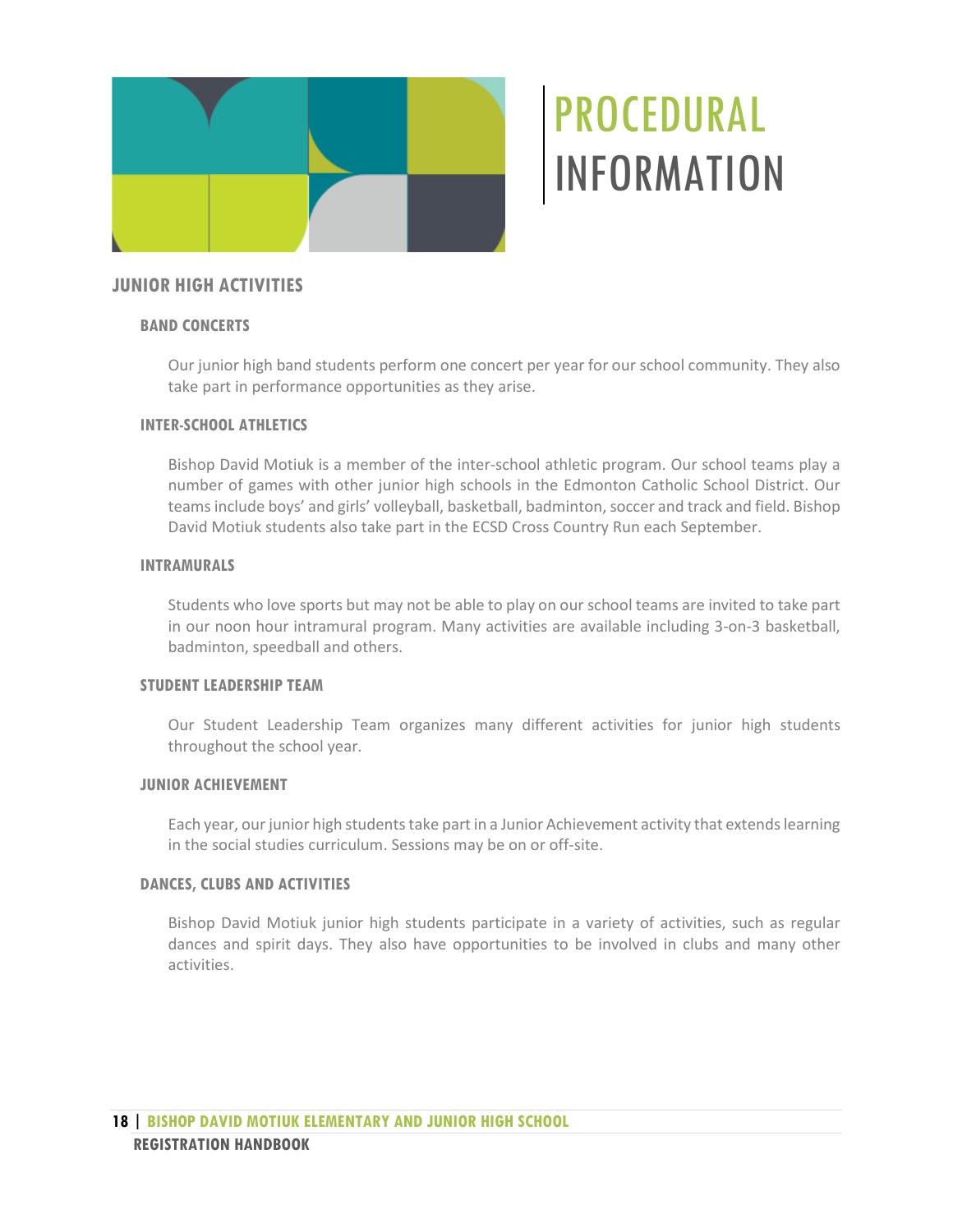# PROCEDURAL INFORMATION

## JUNIOR HIGH ACTIVITIES

### BAND CONCERTS

Our junior high band students perform one concert per year for our school community. They also take part in performance opportunities as they arise.

### INTER-SCHOOL ATHLETICS

Bishop David Motiuk is a member of the inter-school athletic program. Our school teams play a number of games with other junior high schools in the Edmonton Catholic School District. Our teams include boys' and girls' volleyball, basketball, badminton, soccer and track and field. Bishop David Motiuk students also take part in the ECSD Cross Country Run each September.

### INTRAMURALS

Students who love sports but may not be able to play on our school teams are invited to take part in our noon hour intramural program. Many activities are available including 3-on-3 basketball, badminton, speedball and others.

### STUDENT LEADERSHIP TEAM

Our Student Leadership Team organizes many different activities for junior high students throughout the school year.

### JUNIOR ACHIEVEMENT

Each year, our junior high students take part in a Junior Achievement activity that extends learning in the social studies curriculum. Sessions may be on or off-site.

### DANCES, CLUBS AND ACTIVITIES

Bishop David Motiuk junior high students participate in a variety of activities, such as regular dances and spirit days. They also have opportunities to be involved in clubs and many other activities.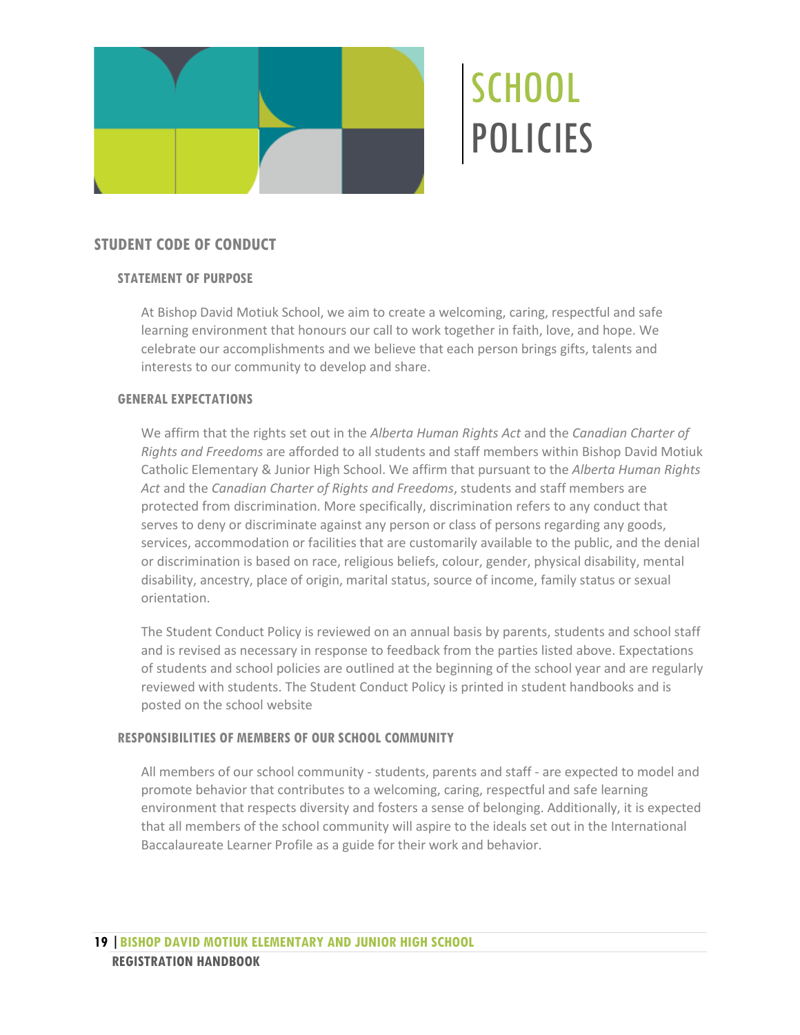# SCHOOL POLICIES

## STUDENT CODE OF CONDUCT

### STATEMENT OF PURPOSE

At Bishop David Motiuk School, we aim to create a welcoming, caring, respectful and safe learning environment that honours our call to work together in faith, love, and hope. We celebrate our accomplishments and we believe that each person brings gifts, talents and interests to our community to develop and share.

### GENERAL EXPECTATIONS

We affirm that the rights set out in the *Alberta Human Rights Act* and the *Canadian Charter of Rights and Freedoms* are afforded to all students and staff members within Bishop David Motiuk Catholic Elementary & Junior High School. We affirm that pursuant to the *Alberta Human Rights Act* and the *Canadian Charter of Rights and Freedoms*, students and staff members are protected from discrimination. More specifically, discrimination refers to any conduct that serves to deny or discriminate against any person or class of persons regarding any goods, services, accommodation or facilities that are customarily available to the public, and the denial or discrimination is based on race, religious beliefs, colour, gender, physical disability, mental disability, ancestry, place of origin, marital status, source of income, family status or sexual orientation.

The Student Conduct Policy is reviewed on an annual basis by parents, students and school staff and is revised as necessary in response to feedback from the parties listed above. Expectations of students and school policies are outlined at the beginning of the school year and are regularly reviewed with students. The Student Conduct Policy is printed in student handbooks and is posted on the school website

### RESPONSIBILITIES OF MEMBERS OF OUR SCHOOL COMMUNITY

All members of our school community - students, parents and staff - are expected to model and promote behavior that contributes to a welcoming, caring, respectful and safe learning environment that respects diversity and fosters a sense of belonging. Additionally, it is expected that all members of the school community will aspire to the ideals set out in the International Baccalaureate Learner Profile as a guide for their work and behavior.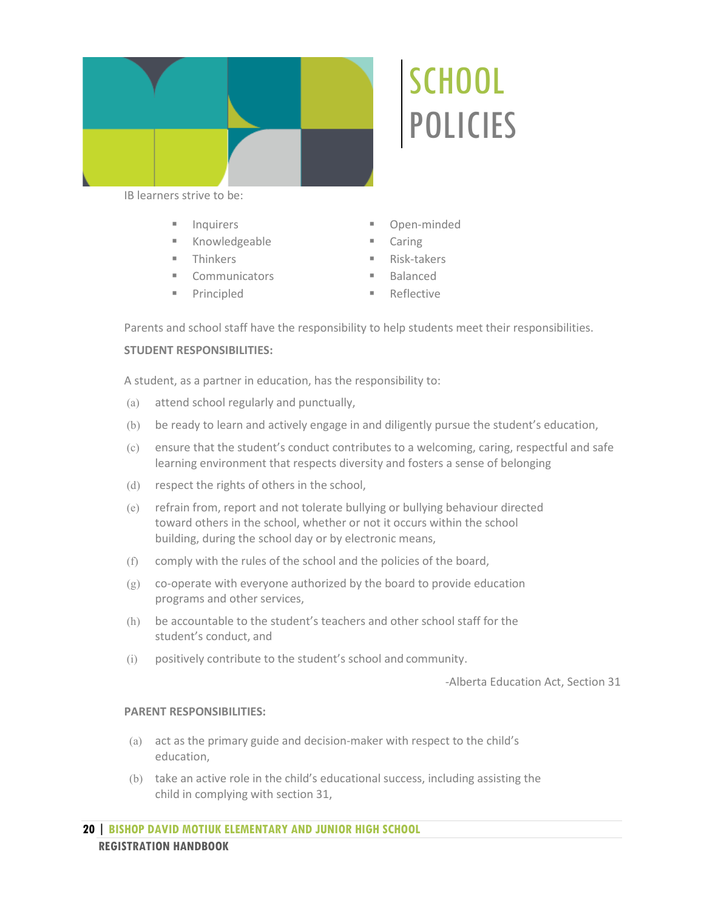# SCHOOL POLICIES

IB learners strive to be:

- Inquirers
- Knowledgeable
- Thinkers
- Communicators
- Principled
- Open-minded
- Caring
- Risk-takers
- Balanced
- Reflective

Parents and school staff have the responsibility to help students meet their responsibilities.

**STUDENT RESPONSIBILITIES:**

A student, as a partner in education, has the responsibility to:

(a) attend school regularly and punctually,

(b) be ready to learn and actively engage in and diligently pursue the student's education,

(c) ensure that the student's conduct contributes to a welcoming, caring, respectful and safe learning environment that respects diversity and fosters a sense of belonging

(d) respect the rights of others in the school,

(e) refrain from, report and not tolerate bullying or bullying behaviour directed toward others in the school, whether or not it occurs within the school building, during the school day or by electronic means,

(f) comply with the rules of the school and the policies of the board,

(g) co-operate with everyone authorized by the board to provide education programs and other services,

(h) be accountable to the student's teachers and other school staff for the student's conduct, and

(i) positively contribute to the student's school and community.

-Alberta Education Act, Section 31

**PARENT RESPONSIBILITIES:**

(a) act as the primary guide and decision-maker with respect to the child's education,

(b) take an active role in the child's educational success, including assisting the child in complying with section 31,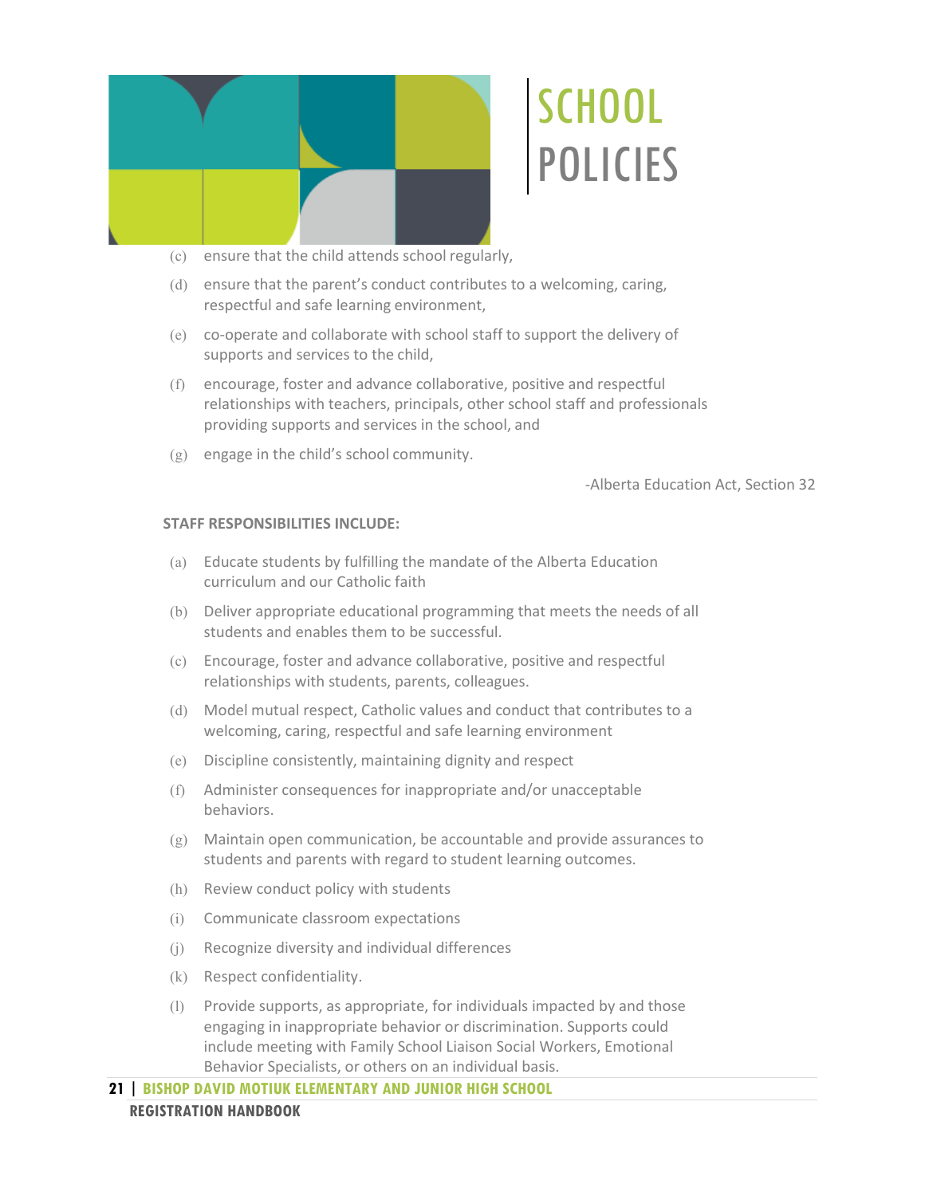# SCHOOL POLICIES

(c) ensure that the child attends school regularly,

(d) ensure that the parent's conduct contributes to a welcoming, caring, respectful and safe learning environment,

(e) co-operate and collaborate with school staff to support the delivery of supports and services to the child,

(f) encourage, foster and advance collaborative, positive and respectful relationships with teachers, principals, other school staff and professionals providing supports and services in the school, and

(g) engage in the child's school community.

-Alberta Education Act, Section 32

**STAFF RESPONSIBILITIES INCLUDE:**

(a) Educate students by fulfilling the mandate of the Alberta Education curriculum and our Catholic faith

(b) Deliver appropriate educational programming that meets the needs of all students and enables them to be successful.

(c) Encourage, foster and advance collaborative, positive and respectful relationships with students, parents, colleagues.

(d) Model mutual respect, Catholic values and conduct that contributes to a welcoming, caring, respectful and safe learning environment

(e) Discipline consistently, maintaining dignity and respect

(f) Administer consequences for inappropriate and/or unacceptable behaviors.

(g) Maintain open communication, be accountable and provide assurances to students and parents with regard to student learning outcomes.

(h) Review conduct policy with students

(i) Communicate classroom expectations

(j) Recognize diversity and individual differences

(k) Respect confidentiality.

(l) Provide supports, as appropriate, for individuals impacted by and those engaging in inappropriate behavior or discrimination. Supports could include meeting with Family School Liaison Social Workers, Emotional Behavior Specialists, or others on an individual basis.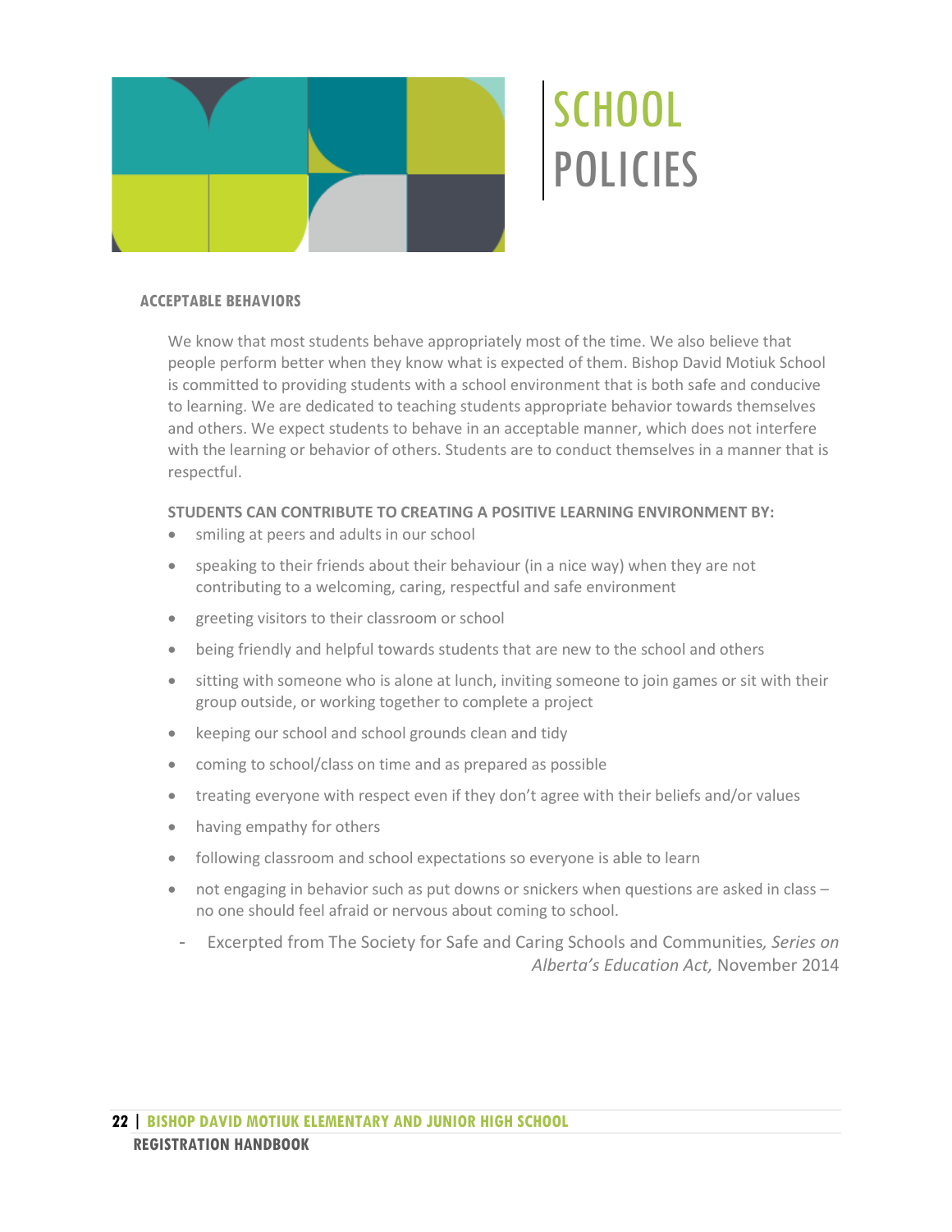# SCHOOL POLICIES

### ACCEPTABLE BEHAVIORS

We know that most students behave appropriately most of the time. We also believe that people perform better when they know what is expected of them. Bishop David Motiuk School is committed to providing students with a school environment that is both safe and conducive to learning. We are dedicated to teaching students appropriate behavior towards themselves and others. We expect students to behave in an acceptable manner, which does not interfere with the learning or behavior of others. Students are to conduct themselves in a manner that is respectful.

**STUDENTS CAN CONTRIBUTE TO CREATING A POSITIVE LEARNING ENVIRONMENT BY:**

- smiling at peers and adults in our school
- speaking to their friends about their behaviour (in a nice way) when they are not contributing to a welcoming, caring, respectful and safe environment
- greeting visitors to their classroom or school
- being friendly and helpful towards students that are new to the school and others
- sitting with someone who is alone at lunch, inviting someone to join games or sit with their group outside, or working together to complete a project
- keeping our school and school grounds clean and tidy
- coming to school/class on time and as prepared as possible
- treating everyone with respect even if they don't agree with their beliefs and/or values
- having empathy for others
- following classroom and school expectations so everyone is able to learn
- not engaging in behavior such as put downs or snickers when questions are asked in class – no one should feel afraid or nervous about coming to school.

- Excerpted from The Society for Safe and Caring Schools and Communities, *Series on Alberta's Education Act,* November 2014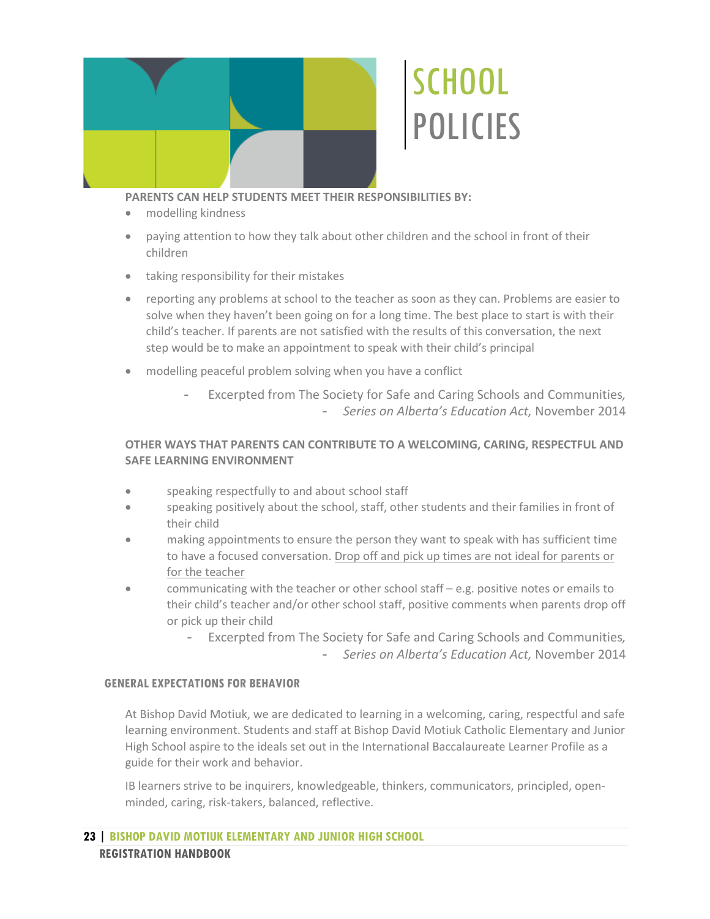# SCHOOL POLICIES

**PARENTS CAN HELP STUDENTS MEET THEIR RESPONSIBILITIES BY:**

- modelling kindness
- paying attention to how they talk about other children and the school in front of their children
- taking responsibility for their mistakes
- reporting any problems at school to the teacher as soon as they can. Problems are easier to solve when they haven't been going on for a long time. The best place to start is with their child's teacher. If parents are not satisfied with the results of this conversation, the next step would be to make an appointment to speak with their child's principal
- modelling peaceful problem solving when you have a conflict

- Excerpted from The Society for Safe and Caring Schools and Communities, - *Series on Alberta's Education Act,* November 2014

**OTHER WAYS THAT PARENTS CAN CONTRIBUTE TO A WELCOMING, CARING, RESPECTFUL AND SAFE LEARNING ENVIRONMENT**

- speaking respectfully to and about school staff
- speaking positively about the school, staff, other students and their families in front of their child
- making appointments to ensure the person they want to speak with has sufficient time to have a focused conversation. Drop off and pick up times are not ideal for parents or for the teacher
- communicating with the teacher or other school staff – e.g. positive notes or emails to their child's teacher and/or other school staff, positive comments when parents drop off or pick up their child

- Excerpted from The Society for Safe and Caring Schools and Communities, - *Series on Alberta's Education Act,* November 2014

## GENERAL EXPECTATIONS FOR BEHAVIOR

At Bishop David Motiuk, we are dedicated to learning in a welcoming, caring, respectful and safe learning environment. Students and staff at Bishop David Motiuk Catholic Elementary and Junior High School aspire to the ideals set out in the International Baccalaureate Learner Profile as a guide for their work and behavior.

IB learners strive to be inquirers, knowledgeable, thinkers, communicators, principled, open-minded, caring, risk-takers, balanced, reflective.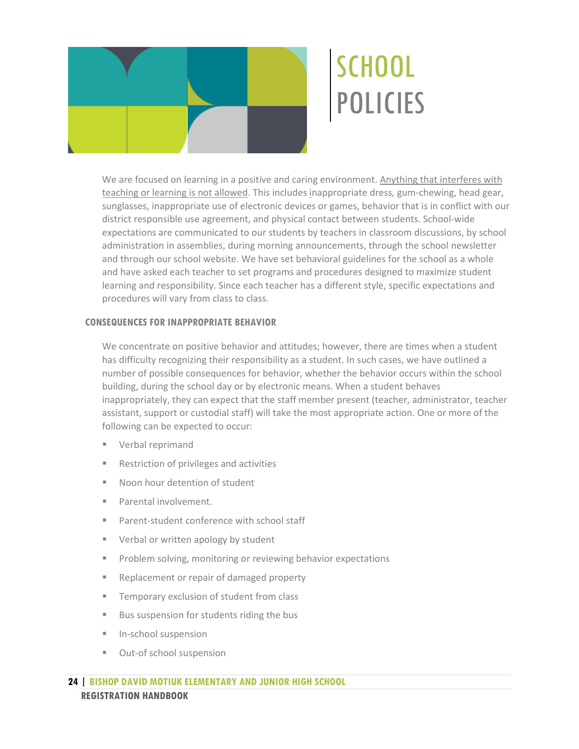# SCHOOL POLICIES

We are focused on learning in a positive and caring environment. <u>Anything that interferes with teaching or learning is not allowed</u>. This includes inappropriate dress, gum-chewing, head gear, sunglasses, inappropriate use of electronic devices or games, behavior that is in conflict with our district responsible use agreement, and physical contact between students. School-wide expectations are communicated to our students by teachers in classroom discussions, by school administration in assemblies, during morning announcements, through the school newsletter and through our school website. We have set behavioral guidelines for the school as a whole and have asked each teacher to set programs and procedures designed to maximize student learning and responsibility. Since each teacher has a different style, specific expectations and procedures will vary from class to class.

### CONSEQUENCES FOR INAPPROPRIATE BEHAVIOR

We concentrate on positive behavior and attitudes; however, there are times when a student has difficulty recognizing their responsibility as a student. In such cases, we have outlined a number of possible consequences for behavior, whether the behavior occurs within the school building, during the school day or by electronic means. When a student behaves inappropriately, they can expect that the staff member present (teacher, administrator, teacher assistant, support or custodial staff) will take the most appropriate action. One or more of the following can be expected to occur:

- Verbal reprimand
- Restriction of privileges and activities
- Noon hour detention of student
- Parental involvement.
- Parent-student conference with school staff
- Verbal or written apology by student
- Problem solving, monitoring or reviewing behavior expectations
- Replacement or repair of damaged property
- Temporary exclusion of student from class
- Bus suspension for students riding the bus
- In-school suspension
- Out-of school suspension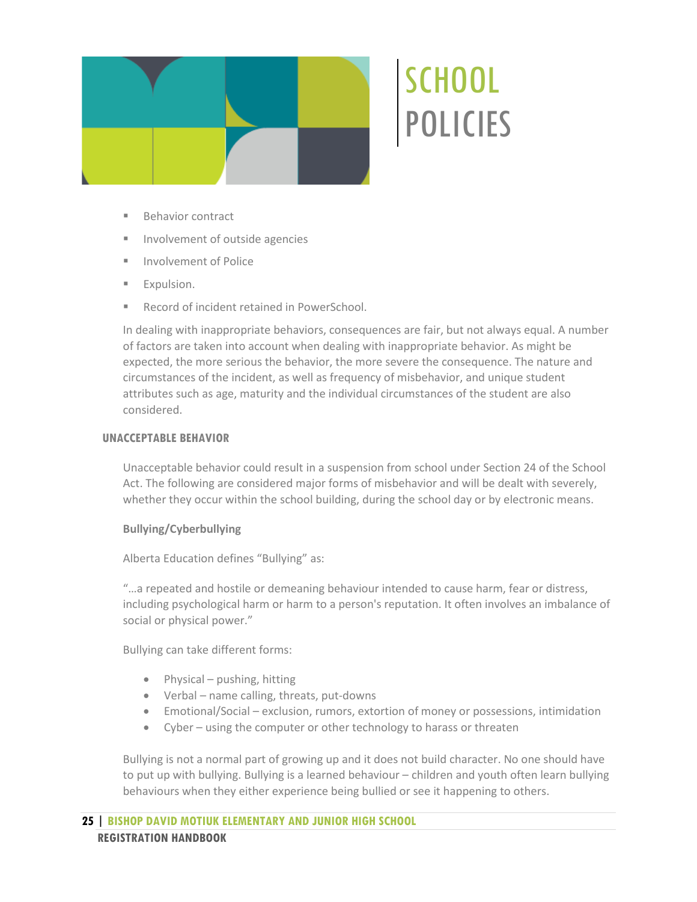# SCHOOL POLICIES

- Behavior contract
- Involvement of outside agencies
- Involvement of Police
- Expulsion.
- Record of incident retained in PowerSchool.

In dealing with inappropriate behaviors, consequences are fair, but not always equal. A number of factors are taken into account when dealing with inappropriate behavior. As might be expected, the more serious the behavior, the more severe the consequence. The nature and circumstances of the incident, as well as frequency of misbehavior, and unique student attributes such as age, maturity and the individual circumstances of the student are also considered.

## UNACCEPTABLE BEHAVIOR

Unacceptable behavior could result in a suspension from school under Section 24 of the School Act. The following are considered major forms of misbehavior and will be dealt with severely, whether they occur within the school building, during the school day or by electronic means.

### Bullying/Cyberbullying

Alberta Education defines "Bullying" as:

"…a repeated and hostile or demeaning behaviour intended to cause harm, fear or distress, including psychological harm or harm to a person's reputation. It often involves an imbalance of social or physical power."

Bullying can take different forms:

- Physical – pushing, hitting
- Verbal – name calling, threats, put-downs
- Emotional/Social – exclusion, rumors, extortion of money or possessions, intimidation
- Cyber – using the computer or other technology to harass or threaten

Bullying is not a normal part of growing up and it does not build character. No one should have to put up with bullying. Bullying is a learned behaviour – children and youth often learn bullying behaviours when they either experience being bullied or see it happening to others.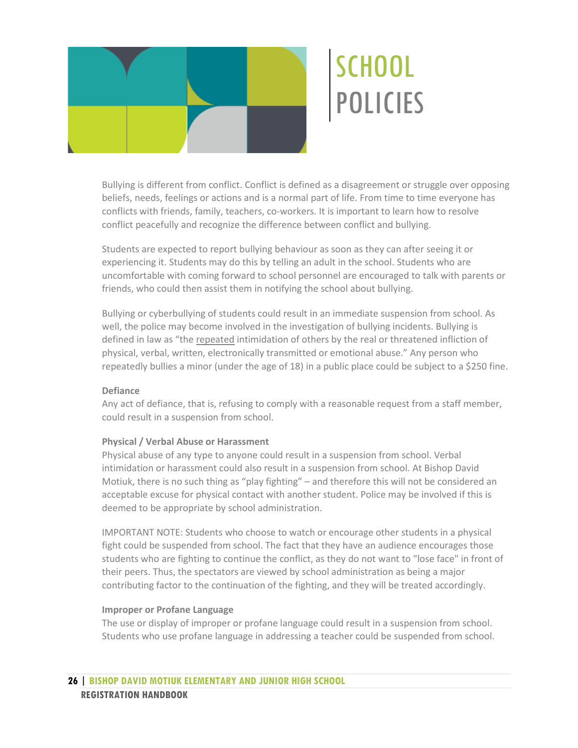# SCHOOL POLICIES

Bullying is different from conflict. Conflict is defined as a disagreement or struggle over opposing beliefs, needs, feelings or actions and is a normal part of life. From time to time everyone has conflicts with friends, family, teachers, co-workers. It is important to learn how to resolve conflict peacefully and recognize the difference between conflict and bullying.

Students are expected to report bullying behaviour as soon as they can after seeing it or experiencing it. Students may do this by telling an adult in the school. Students who are uncomfortable with coming forward to school personnel are encouraged to talk with parents or friends, who could then assist them in notifying the school about bullying.

Bullying or cyberbullying of students could result in an immediate suspension from school. As well, the police may become involved in the investigation of bullying incidents. Bullying is defined in law as "the <u>repeated</u> intimidation of others by the real or threatened infliction of physical, verbal, written, electronically transmitted or emotional abuse." Any person who repeatedly bullies a minor (under the age of 18) in a public place could be subject to a $250 fine.

**Defiance**

Any act of defiance, that is, refusing to comply with a reasonable request from a staff member, could result in a suspension from school.

**Physical / Verbal Abuse or Harassment**

Physical abuse of any type to anyone could result in a suspension from school. Verbal intimidation or harassment could also result in a suspension from school. At Bishop David Motiuk, there is no such thing as "play fighting" – and therefore this will not be considered an acceptable excuse for physical contact with another student. Police may be involved if this is deemed to be appropriate by school administration.

IMPORTANT NOTE: Students who choose to watch or encourage other students in a physical fight could be suspended from school. The fact that they have an audience encourages those students who are fighting to continue the conflict, as they do not want to "lose face" in front of their peers. Thus, the spectators are viewed by school administration as being a major contributing factor to the continuation of the fighting, and they will be treated accordingly.

**Improper or Profane Language**

The use or display of improper or profane language could result in a suspension from school. Students who use profane language in addressing a teacher could be suspended from school.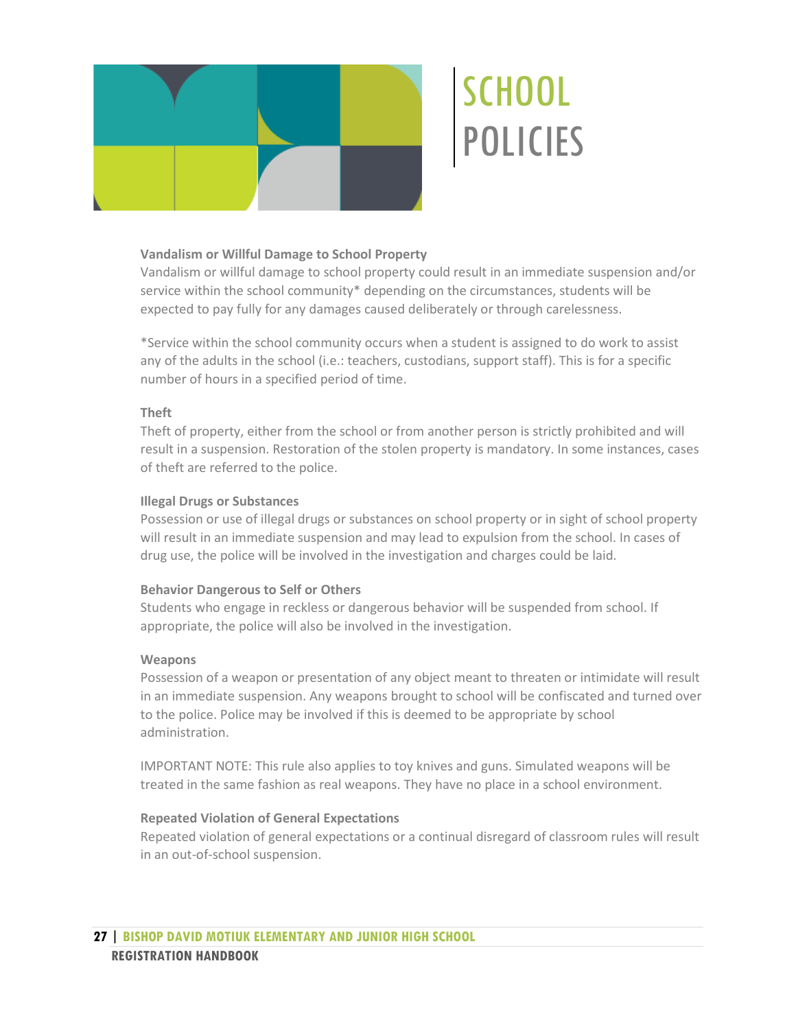# SCHOOL POLICIES

**Vandalism or Willful Damage to School Property**

Vandalism or willful damage to school property could result in an immediate suspension and/or service within the school community* depending on the circumstances, students will be expected to pay fully for any damages caused deliberately or through carelessness.

*Service within the school community occurs when a student is assigned to do work to assist any of the adults in the school (i.e.: teachers, custodians, support staff). This is for a specific number of hours in a specified period of time.

**Theft**

Theft of property, either from the school or from another person is strictly prohibited and will result in a suspension. Restoration of the stolen property is mandatory. In some instances, cases of theft are referred to the police.

**Illegal Drugs or Substances**

Possession or use of illegal drugs or substances on school property or in sight of school property will result in an immediate suspension and may lead to expulsion from the school. In cases of drug use, the police will be involved in the investigation and charges could be laid.

**Behavior Dangerous to Self or Others**

Students who engage in reckless or dangerous behavior will be suspended from school. If appropriate, the police will also be involved in the investigation.

**Weapons**

Possession of a weapon or presentation of any object meant to threaten or intimidate will result in an immediate suspension. Any weapons brought to school will be confiscated and turned over to the police. Police may be involved if this is deemed to be appropriate by school administration.

IMPORTANT NOTE: This rule also applies to toy knives and guns. Simulated weapons will be treated in the same fashion as real weapons. They have no place in a school environment.

**Repeated Violation of General Expectations**

Repeated violation of general expectations or a continual disregard of classroom rules will result in an out-of-school suspension.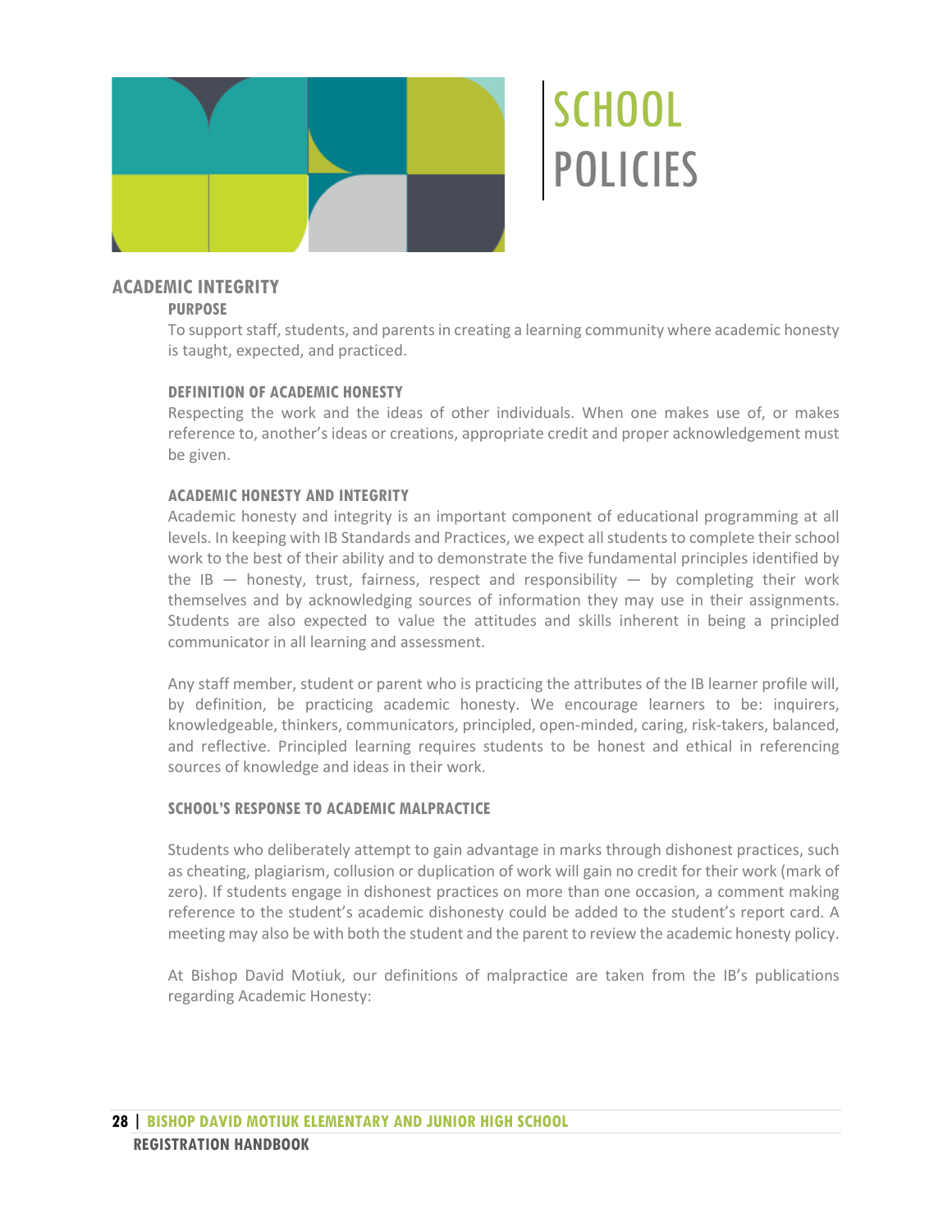# SCHOOL POLICIES

## ACADEMIC INTEGRITY

### PURPOSE

To support staff, students, and parents in creating a learning community where academic honesty is taught, expected, and practiced.

### DEFINITION OF ACADEMIC HONESTY

Respecting the work and the ideas of other individuals. When one makes use of, or makes reference to, another's ideas or creations, appropriate credit and proper acknowledgement must be given.

### ACADEMIC HONESTY AND INTEGRITY

Academic honesty and integrity is an important component of educational programming at all levels. In keeping with IB Standards and Practices, we expect all students to complete their school work to the best of their ability and to demonstrate the five fundamental principles identified by the IB — honesty, trust, fairness, respect and responsibility — by completing their work themselves and by acknowledging sources of information they may use in their assignments. Students are also expected to value the attitudes and skills inherent in being a principled communicator in all learning and assessment.

Any staff member, student or parent who is practicing the attributes of the IB learner profile will, by definition, be practicing academic honesty. We encourage learners to be: inquirers, knowledgeable, thinkers, communicators, principled, open-minded, caring, risk-takers, balanced, and reflective. Principled learning requires students to be honest and ethical in referencing sources of knowledge and ideas in their work.

### SCHOOL'S RESPONSE TO ACADEMIC MALPRACTICE

Students who deliberately attempt to gain advantage in marks through dishonest practices, such as cheating, plagiarism, collusion or duplication of work will gain no credit for their work (mark of zero). If students engage in dishonest practices on more than one occasion, a comment making reference to the student's academic dishonesty could be added to the student's report card. A meeting may also be with both the student and the parent to review the academic honesty policy.

At Bishop David Motiuk, our definitions of malpractice are taken from the IB's publications regarding Academic Honesty: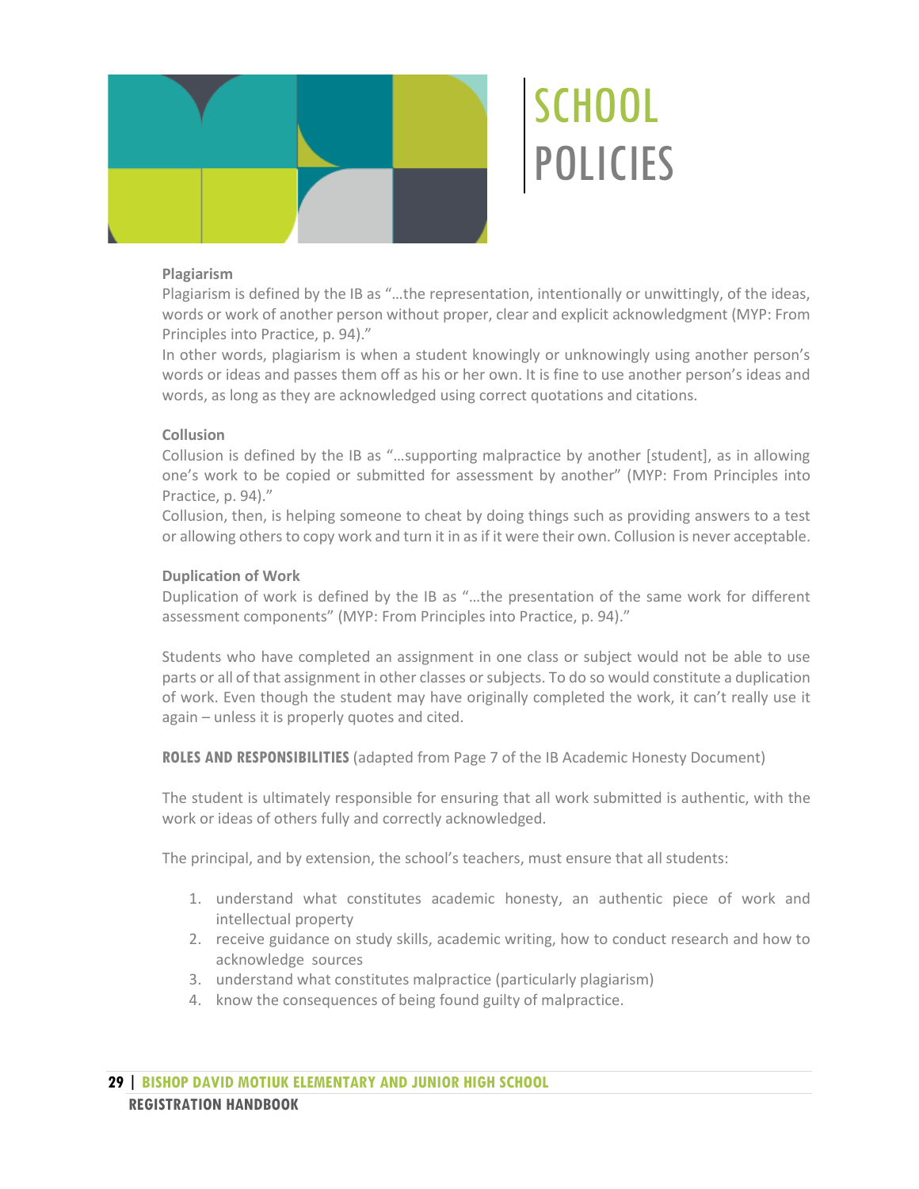# SCHOOL POLICIES

**Plagiarism**

Plagiarism is defined by the IB as "…the representation, intentionally or unwittingly, of the ideas, words or work of another person without proper, clear and explicit acknowledgment (MYP: From Principles into Practice, p. 94)."

In other words, plagiarism is when a student knowingly or unknowingly using another person's words or ideas and passes them off as his or her own. It is fine to use another person's ideas and words, as long as they are acknowledged using correct quotations and citations.

**Collusion**

Collusion is defined by the IB as "…supporting malpractice by another [student], as in allowing one's work to be copied or submitted for assessment by another" (MYP: From Principles into Practice, p. 94)."

Collusion, then, is helping someone to cheat by doing things such as providing answers to a test or allowing others to copy work and turn it in as if it were their own. Collusion is never acceptable.

**Duplication of Work**

Duplication of work is defined by the IB as "…the presentation of the same work for different assessment components" (MYP: From Principles into Practice, p. 94)."

Students who have completed an assignment in one class or subject would not be able to use parts or all of that assignment in other classes or subjects. To do so would constitute a duplication of work. Even though the student may have originally completed the work, it can't really use it again – unless it is properly quotes and cited.

**ROLES AND RESPONSIBILITIES** (adapted from Page 7 of the IB Academic Honesty Document)

The student is ultimately responsible for ensuring that all work submitted is authentic, with the work or ideas of others fully and correctly acknowledged.

The principal, and by extension, the school's teachers, must ensure that all students:

1. understand what constitutes academic honesty, an authentic piece of work and intellectual property
2. receive guidance on study skills, academic writing, how to conduct research and how to acknowledge sources
3. understand what constitutes malpractice (particularly plagiarism)
4. know the consequences of being found guilty of malpractice.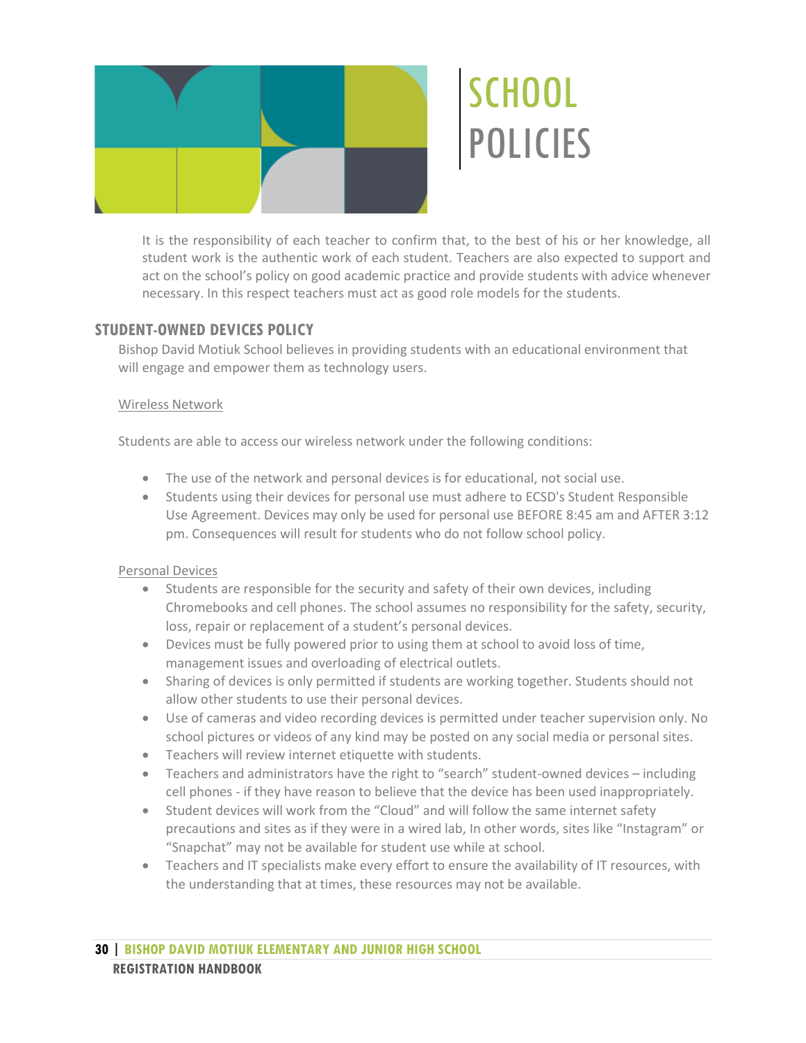# SCHOOL POLICIES

It is the responsibility of each teacher to confirm that, to the best of his or her knowledge, all student work is the authentic work of each student. Teachers are also expected to support and act on the school's policy on good academic practice and provide students with advice whenever necessary. In this respect teachers must act as good role models for the students.

## STUDENT-OWNED DEVICES POLICY

Bishop David Motiuk School believes in providing students with an educational environment that will engage and empower them as technology users.

<u>Wireless Network</u>

Students are able to access our wireless network under the following conditions:

- The use of the network and personal devices is for educational, not social use.
- Students using their devices for personal use must adhere to ECSD's Student Responsible Use Agreement. Devices may only be used for personal use BEFORE 8:45 am and AFTER 3:12 pm. Consequences will result for students who do not follow school policy.

<u>Personal Devices</u>

- Students are responsible for the security and safety of their own devices, including Chromebooks and cell phones. The school assumes no responsibility for the safety, security, loss, repair or replacement of a student's personal devices.
- Devices must be fully powered prior to using them at school to avoid loss of time, management issues and overloading of electrical outlets.
- Sharing of devices is only permitted if students are working together. Students should not allow other students to use their personal devices.
- Use of cameras and video recording devices is permitted under teacher supervision only. No school pictures or videos of any kind may be posted on any social media or personal sites.
- Teachers will review internet etiquette with students.
- Teachers and administrators have the right to "search" student-owned devices – including cell phones - if they have reason to believe that the device has been used inappropriately.
- Student devices will work from the "Cloud" and will follow the same internet safety precautions and sites as if they were in a wired lab, In other words, sites like "Instagram" or "Snapchat" may not be available for student use while at school.
- Teachers and IT specialists make every effort to ensure the availability of IT resources, with the understanding that at times, these resources may not be available.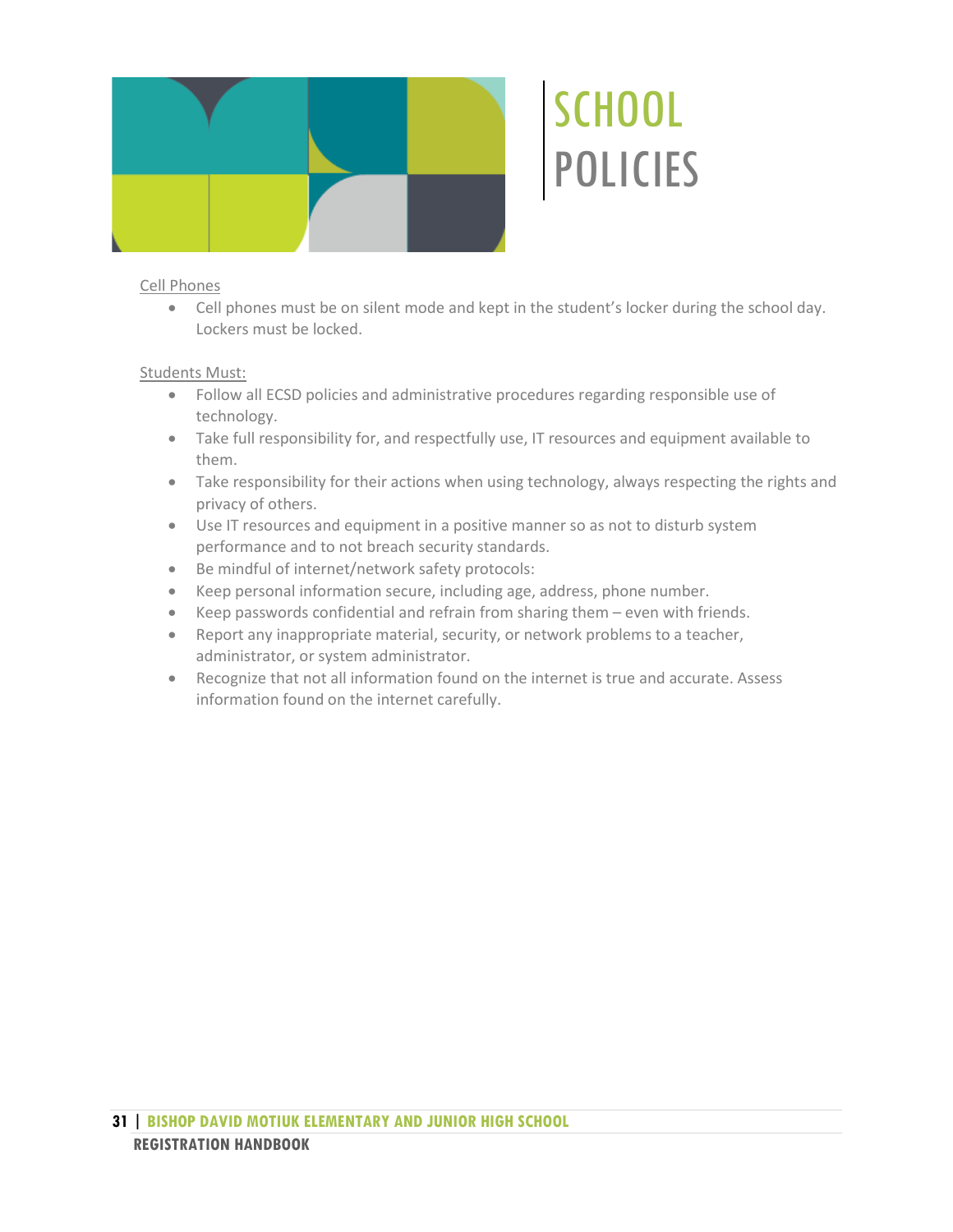# SCHOOL POLICIES

Cell Phones

- Cell phones must be on silent mode and kept in the student's locker during the school day. Lockers must be locked.

Students Must:

- Follow all ECSD policies and administrative procedures regarding responsible use of technology.
- Take full responsibility for, and respectfully use, IT resources and equipment available to them.
- Take responsibility for their actions when using technology, always respecting the rights and privacy of others.
- Use IT resources and equipment in a positive manner so as not to disturb system performance and to not breach security standards.
- Be mindful of internet/network safety protocols:
- Keep personal information secure, including age, address, phone number.
- Keep passwords confidential and refrain from sharing them – even with friends.
- Report any inappropriate material, security, or network problems to a teacher, administrator, or system administrator.
- Recognize that not all information found on the internet is true and accurate. Assess information found on the internet carefully.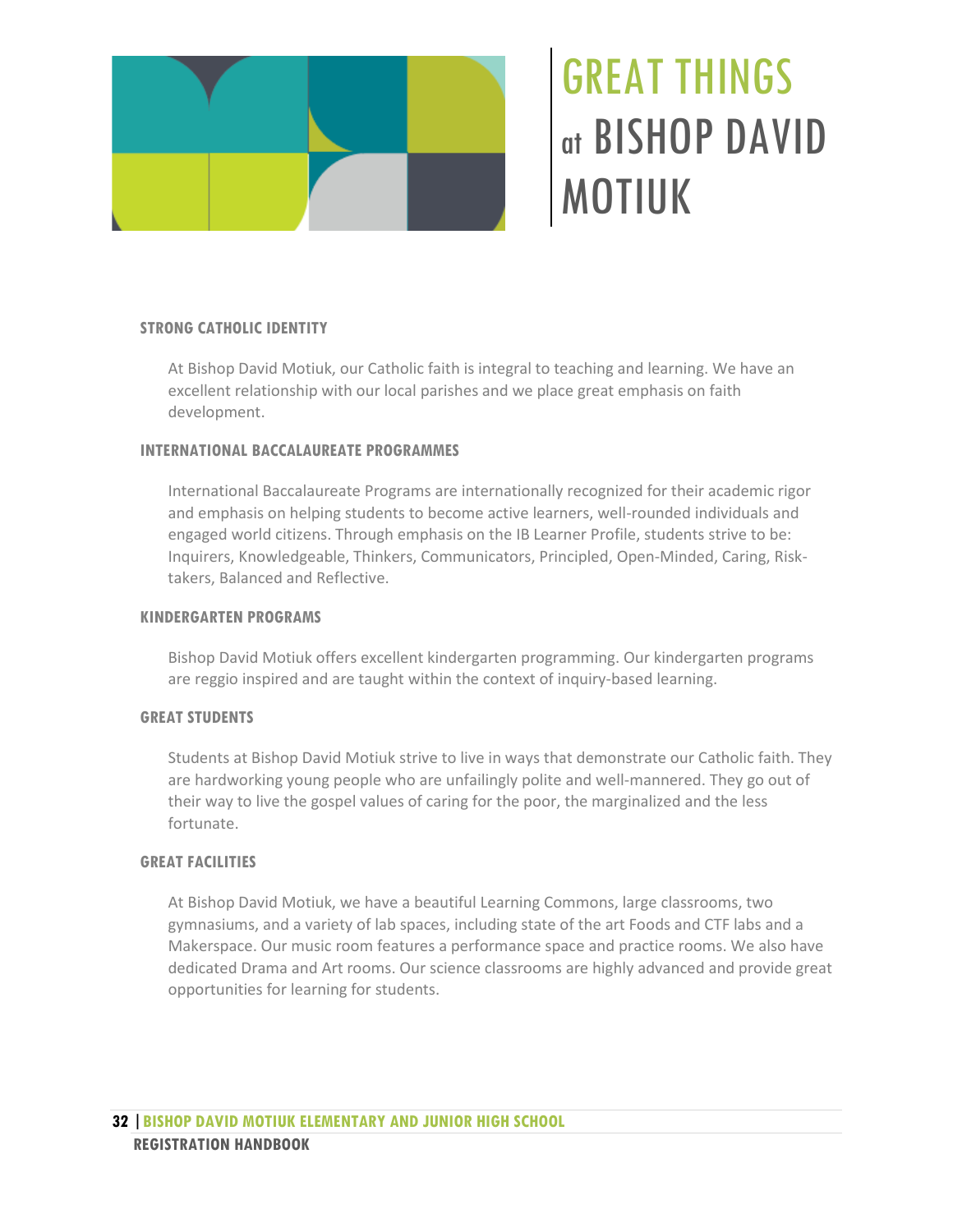# GREAT THINGS at BISHOP DAVID MOTIUK

### STRONG CATHOLIC IDENTITY

At Bishop David Motiuk, our Catholic faith is integral to teaching and learning. We have an excellent relationship with our local parishes and we place great emphasis on faith development.

### INTERNATIONAL BACCALAUREATE PROGRAMMES

International Baccalaureate Programs are internationally recognized for their academic rigor and emphasis on helping students to become active learners, well-rounded individuals and engaged world citizens. Through emphasis on the IB Learner Profile, students strive to be: Inquirers, Knowledgeable, Thinkers, Communicators, Principled, Open-Minded, Caring, Risk-takers, Balanced and Reflective.

### KINDERGARTEN PROGRAMS

Bishop David Motiuk offers excellent kindergarten programming. Our kindergarten programs are reggio inspired and are taught within the context of inquiry-based learning.

### GREAT STUDENTS

Students at Bishop David Motiuk strive to live in ways that demonstrate our Catholic faith. They are hardworking young people who are unfailingly polite and well-mannered. They go out of their way to live the gospel values of caring for the poor, the marginalized and the less fortunate.

### GREAT FACILITIES

At Bishop David Motiuk, we have a beautiful Learning Commons, large classrooms, two gymnasiums, and a variety of lab spaces, including state of the art Foods and CTF labs and a Makerspace. Our music room features a performance space and practice rooms. We also have dedicated Drama and Art rooms. Our science classrooms are highly advanced and provide great opportunities for learning for students.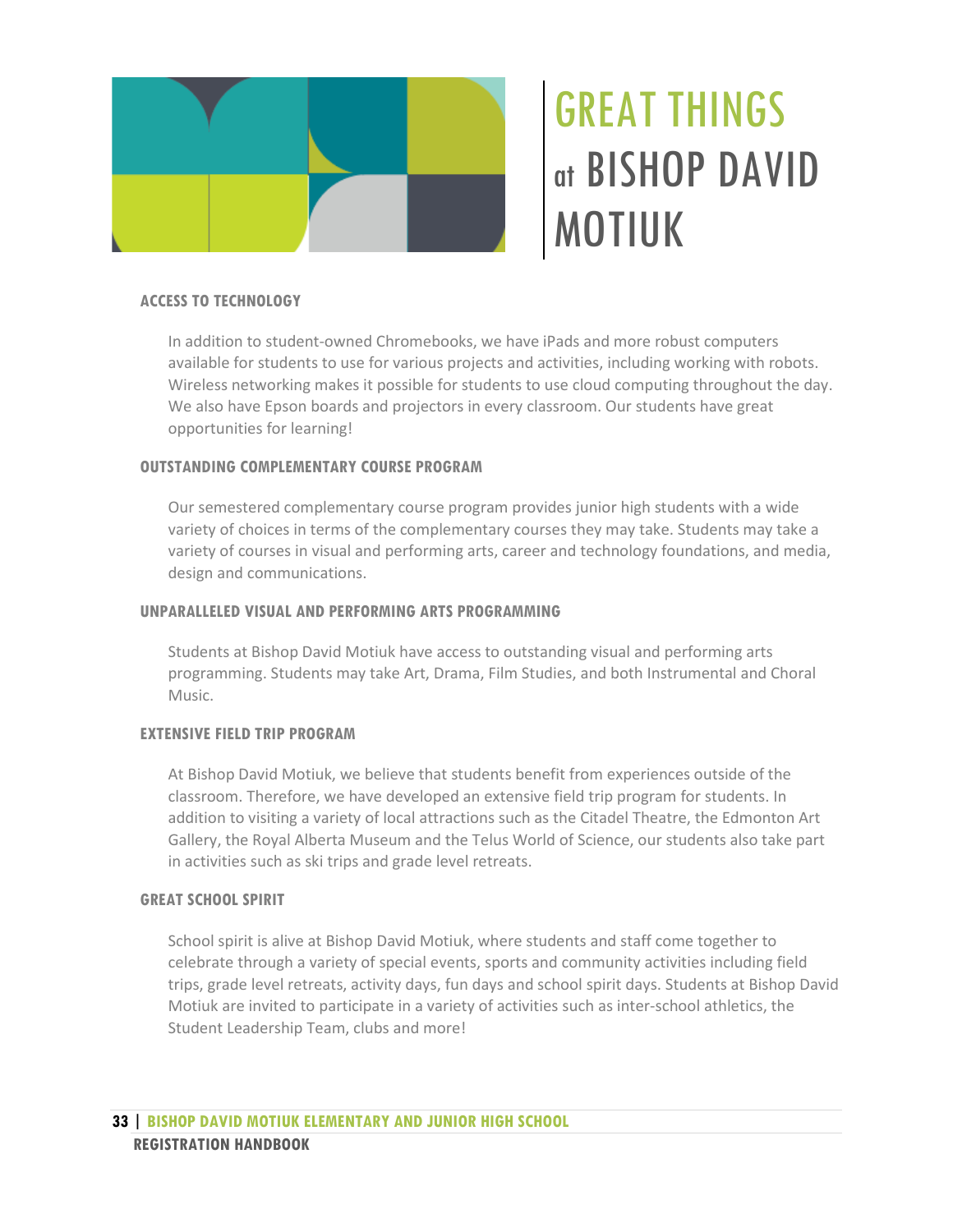# GREAT THINGS at BISHOP DAVID MOTIUK

## ACCESS TO TECHNOLOGY

In addition to student-owned Chromebooks, we have iPads and more robust computers available for students to use for various projects and activities, including working with robots. Wireless networking makes it possible for students to use cloud computing throughout the day. We also have Epson boards and projectors in every classroom. Our students have great opportunities for learning!

## OUTSTANDING COMPLEMENTARY COURSE PROGRAM

Our semestered complementary course program provides junior high students with a wide variety of choices in terms of the complementary courses they may take. Students may take a variety of courses in visual and performing arts, career and technology foundations, and media, design and communications.

## UNPARALLELED VISUAL AND PERFORMING ARTS PROGRAMMING

Students at Bishop David Motiuk have access to outstanding visual and performing arts programming. Students may take Art, Drama, Film Studies, and both Instrumental and Choral Music.

## EXTENSIVE FIELD TRIP PROGRAM

At Bishop David Motiuk, we believe that students benefit from experiences outside of the classroom. Therefore, we have developed an extensive field trip program for students. In addition to visiting a variety of local attractions such as the Citadel Theatre, the Edmonton Art Gallery, the Royal Alberta Museum and the Telus World of Science, our students also take part in activities such as ski trips and grade level retreats.

## GREAT SCHOOL SPIRIT

School spirit is alive at Bishop David Motiuk, where students and staff come together to celebrate through a variety of special events, sports and community activities including field trips, grade level retreats, activity days, fun days and school spirit days. Students at Bishop David Motiuk are invited to participate in a variety of activities such as inter-school athletics, the Student Leadership Team, clubs and more!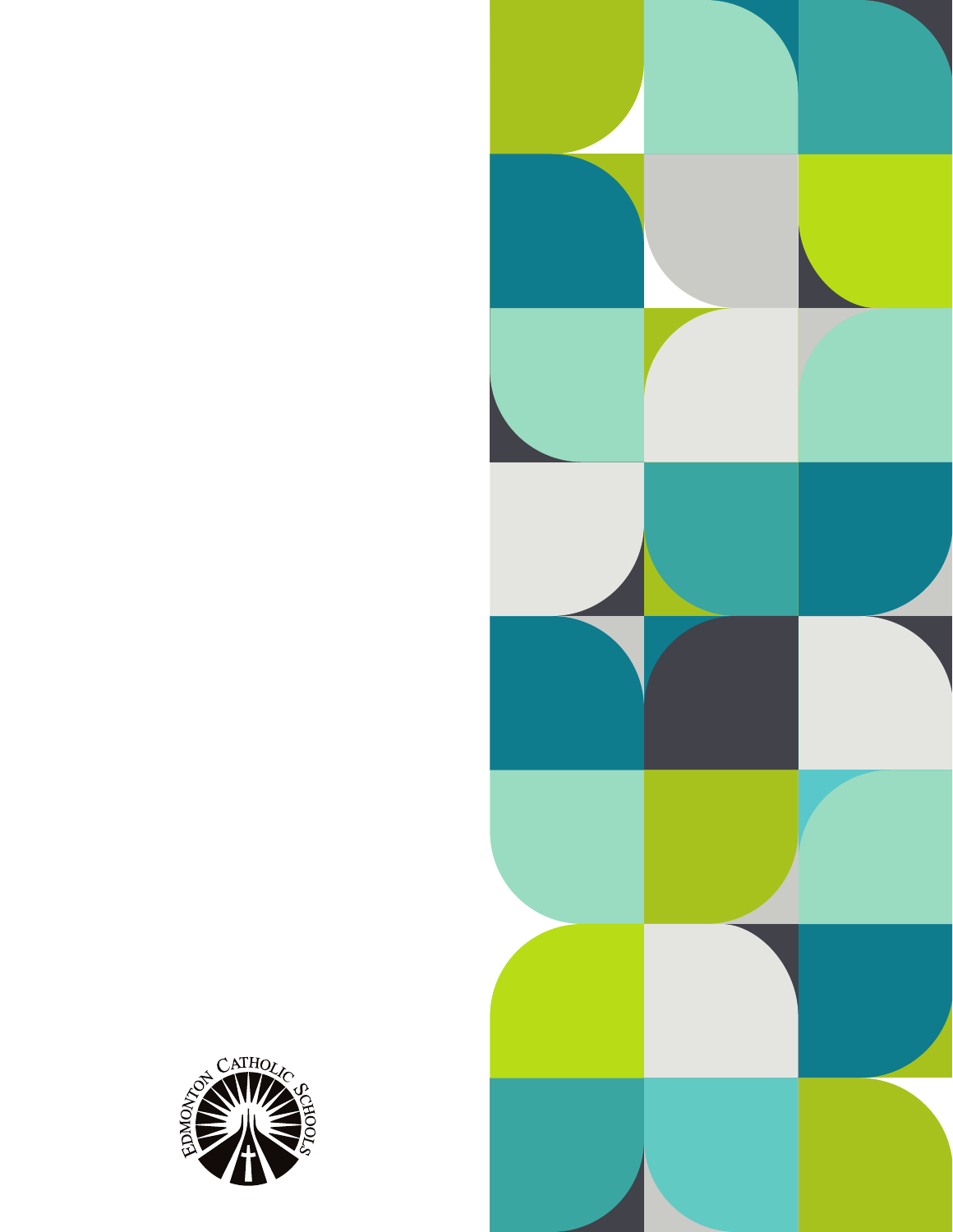EDMONTON CATHOLIC SCHOOLS